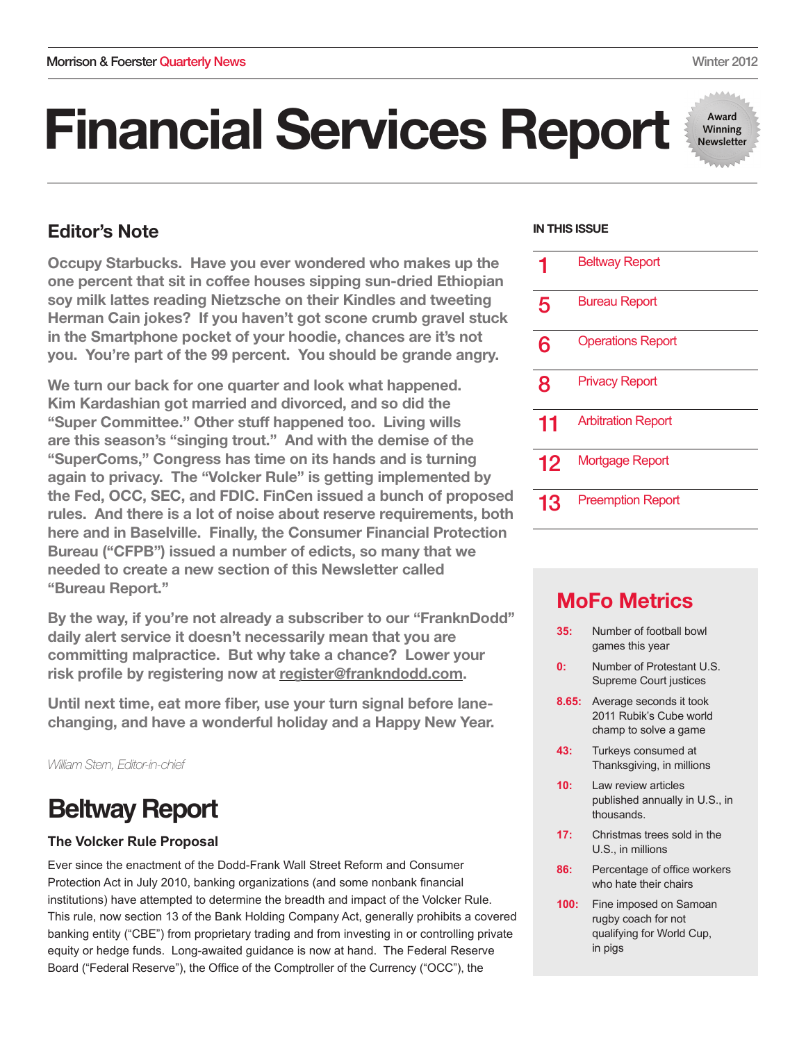Morrison & Foerster Quarterly News — Winter 2012

# Financial Services Report

Award Winning Newsletter

## Editor's Note

**Occupy Starbucks. Have you ever wondered who makes up the one percent that sit in coffee houses sipping sun-dried Ethiopian soy milk lattes reading Nietzsche on their Kindles and tweeting Herman Cain jokes? If you haven't got scone crumb gravel stuck in the Smartphone pocket of your hoodie, chances are it's not you. You're part of the 99 percent. You should be grande angry.**

**We turn our back for one quarter and look what happened. Kim Kardashian got married and divorced, and so did the "Super Committee." Other stuff happened too. Living wills are this season's "singing trout." And with the demise of the "SuperComs," Congress has time on its hands and is turning again to privacy. The "Volcker Rule" is getting implemented by the Fed, OCC, SEC, and FDIC. FinCen issued a bunch of proposed rules. And there is a lot of noise about reserve requirements, both here and in Baselville. Finally, the Consumer Financial Protection Bureau ("CFPB") issued a number of edicts, so many that we needed to create a new section of this Newsletter called "Bureau Report."**

**By the way, if you're not already a subscriber to our "FranknDodd" daily alert service it doesn't necessarily mean that you are committing malpractice. But why take a chance? Lower your risk profile by registering now at register@frankndodd.com.**

**Until next time, eat more fiber, use your turn signal before lane-changing, and have a wonderful holiday and a Happy New Year.**

*William Stern, Editor-in-chief*

**IN THIS ISSUE**

| | |
|---|---|
| 1 | Beltway Report |
| 5 | Bureau Report |
| 6 | Operations Report |
| 8 | Privacy Report |
| 11 | Arbitration Report |
| 12 | Mortgage Report |
| 13 | Preemption Report |

## MoFo Metrics

- **35:** Number of football bowl games this year
- **0:** Number of Protestant U.S. Supreme Court justices
- **8.65:** Average seconds it took 2011 Rubik's Cube world champ to solve a game
- **43:** Turkeys consumed at Thanksgiving, in millions
- **10:** Law review articles published annually in U.S., in thousands.
- **17:** Christmas trees sold in the U.S., in millions
- **86:** Percentage of office workers who hate their chairs
- **100:** Fine imposed on Samoan rugby coach for not qualifying for World Cup, in pigs

# Beltway Report

### The Volcker Rule Proposal

Ever since the enactment of the Dodd-Frank Wall Street Reform and Consumer Protection Act in July 2010, banking organizations (and some nonbank financial institutions) have attempted to determine the breadth and impact of the Volcker Rule. This rule, now section 13 of the Bank Holding Company Act, generally prohibits a covered banking entity ("CBE") from proprietary trading and from investing in or controlling private equity or hedge funds. Long-awaited guidance is now at hand. The Federal Reserve Board ("Federal Reserve"), the Office of the Comptroller of the Currency ("OCC"), the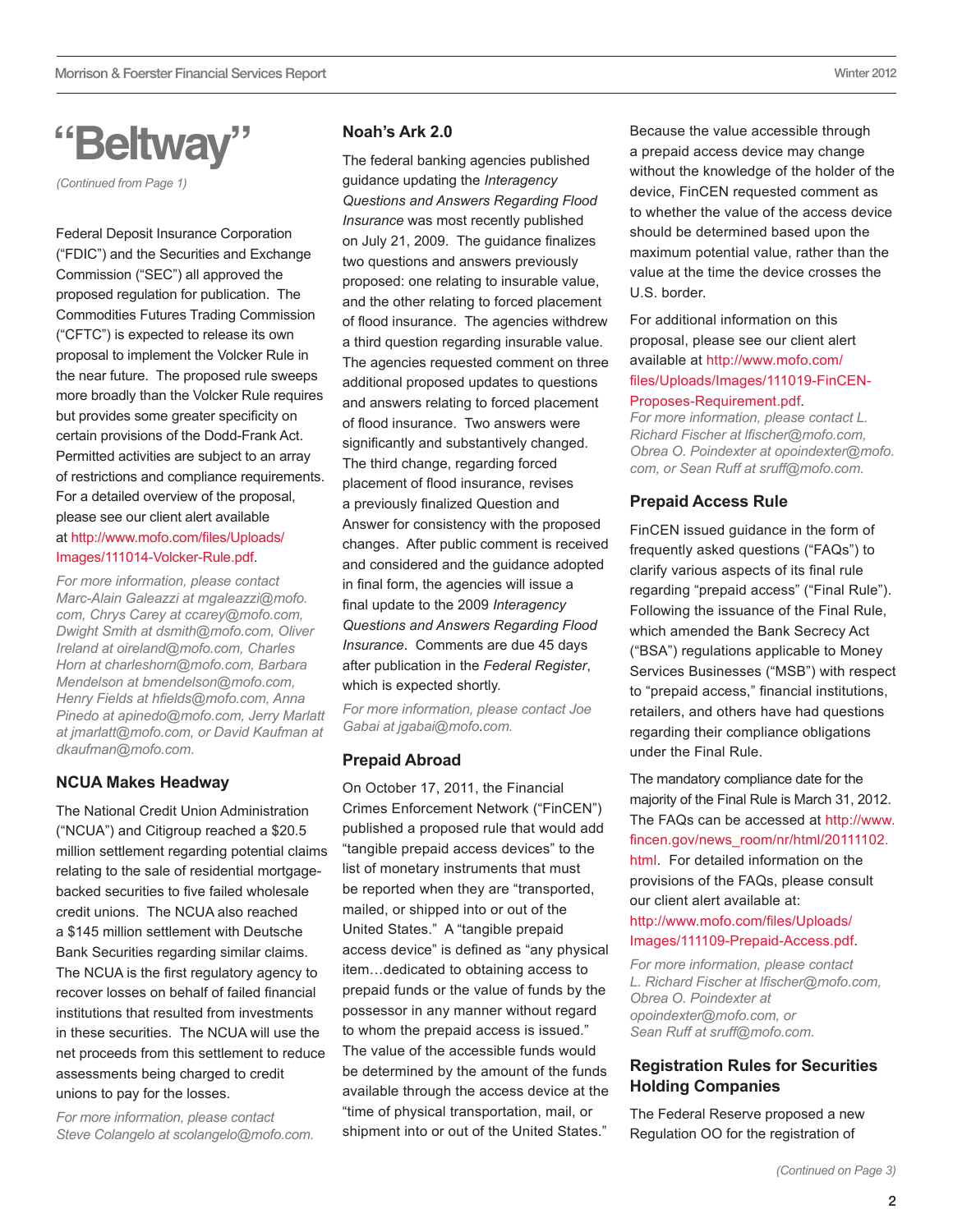# "Beltway"

*(Continued from Page 1)*

Federal Deposit Insurance Corporation ("FDIC") and the Securities and Exchange Commission ("SEC") all approved the proposed regulation for publication. The Commodities Futures Trading Commission ("CFTC") is expected to release its own proposal to implement the Volcker Rule in the near future. The proposed rule sweeps more broadly than the Volcker Rule requires but provides some greater specificity on certain provisions of the Dodd-Frank Act. Permitted activities are subject to an array of restrictions and compliance requirements. For a detailed overview of the proposal, please see our client alert available at http://www.mofo.com/files/Uploads/Images/111014-Volcker-Rule.pdf.

*For more information, please contact Marc-Alain Galeazzi at mgaleazzi@mofo.com, Chrys Carey at ccarey@mofo.com, Dwight Smith at dsmith@mofo.com, Oliver Ireland at oireland@mofo.com, Charles Horn at charleshorn@mofo.com, Barbara Mendelson at bmendelson@mofo.com, Henry Fields at hfields@mofo.com, Anna Pinedo at apinedo@mofo.com, Jerry Marlatt at jmarlatt@mofo.com, or David Kaufman at dkaufman@mofo.com.*

## NCUA Makes Headway

The National Credit Union Administration ("NCUA") and Citigroup reached a $20.5 million settlement regarding potential claims relating to the sale of residential mortgage-backed securities to five failed wholesale credit unions. The NCUA also reached a $145 million settlement with Deutsche Bank Securities regarding similar claims. The NCUA is the first regulatory agency to recover losses on behalf of failed financial institutions that resulted from investments in these securities. The NCUA will use the net proceeds from this settlement to reduce assessments being charged to credit unions to pay for the losses.

*For more information, please contact Steve Colangelo at scolangelo@mofo.com.*

## Noah's Ark 2.0

The federal banking agencies published guidance updating the *Interagency Questions and Answers Regarding Flood Insurance* was most recently published on July 21, 2009. The guidance finalizes two questions and answers previously proposed: one relating to insurable value, and the other relating to forced placement of flood insurance. The agencies withdrew a third question regarding insurable value. The agencies requested comment on three additional proposed updates to questions and answers relating to forced placement of flood insurance. Two answers were significantly and substantively changed. The third change, regarding forced placement of flood insurance, revises a previously finalized Question and Answer for consistency with the proposed changes. After public comment is received and considered and the guidance adopted in final form, the agencies will issue a final update to the 2009 *Interagency Questions and Answers Regarding Flood Insurance*. Comments are due 45 days after publication in the *Federal Register*, which is expected shortly.

*For more information, please contact Joe Gabai at jgabai@mofo.com.*

## Prepaid Abroad

On October 17, 2011, the Financial Crimes Enforcement Network ("FinCEN") published a proposed rule that would add "tangible prepaid access devices" to the list of monetary instruments that must be reported when they are "transported, mailed, or shipped into or out of the United States." A "tangible prepaid access device" is defined as "any physical item…dedicated to obtaining access to prepaid funds or the value of funds by the possessor in any manner without regard to whom the prepaid access is issued." The value of the accessible funds would be determined by the amount of the funds available through the access device at the "time of physical transportation, mail, or shipment into or out of the United States." Because the value accessible through a prepaid access device may change without the knowledge of the holder of the device, FinCEN requested comment as to whether the value of the access device should be determined based upon the maximum potential value, rather than the value at the time the device crosses the U.S. border.

For additional information on this proposal, please see our client alert available at http://www.mofo.com/files/Uploads/Images/111019-FinCEN-Proposes-Requirement.pdf.

*For more information, please contact L. Richard Fischer at lfischer@mofo.com, Obrea O. Poindexter at opoindexter@mofo.com, or Sean Ruff at sruff@mofo.com.*

## Prepaid Access Rule

FinCEN issued guidance in the form of frequently asked questions ("FAQs") to clarify various aspects of its final rule regarding "prepaid access" ("Final Rule"). Following the issuance of the Final Rule, which amended the Bank Secrecy Act ("BSA") regulations applicable to Money Services Businesses ("MSB") with respect to "prepaid access," financial institutions, retailers, and others have had questions regarding their compliance obligations under the Final Rule.

The mandatory compliance date for the majority of the Final Rule is March 31, 2012. The FAQs can be accessed at http://www.fincen.gov/news_room/nr/html/20111102.html. For detailed information on the provisions of the FAQs, please consult our client alert available at: http://www.mofo.com/files/Uploads/Images/111109-Prepaid-Access.pdf.

*For more information, please contact L. Richard Fischer at lfischer@mofo.com, Obrea O. Poindexter at opoindexter@mofo.com, or Sean Ruff at sruff@mofo.com.*

## Registration Rules for Securities Holding Companies

The Federal Reserve proposed a new Regulation OO for the registration of

*(Continued on Page 3)*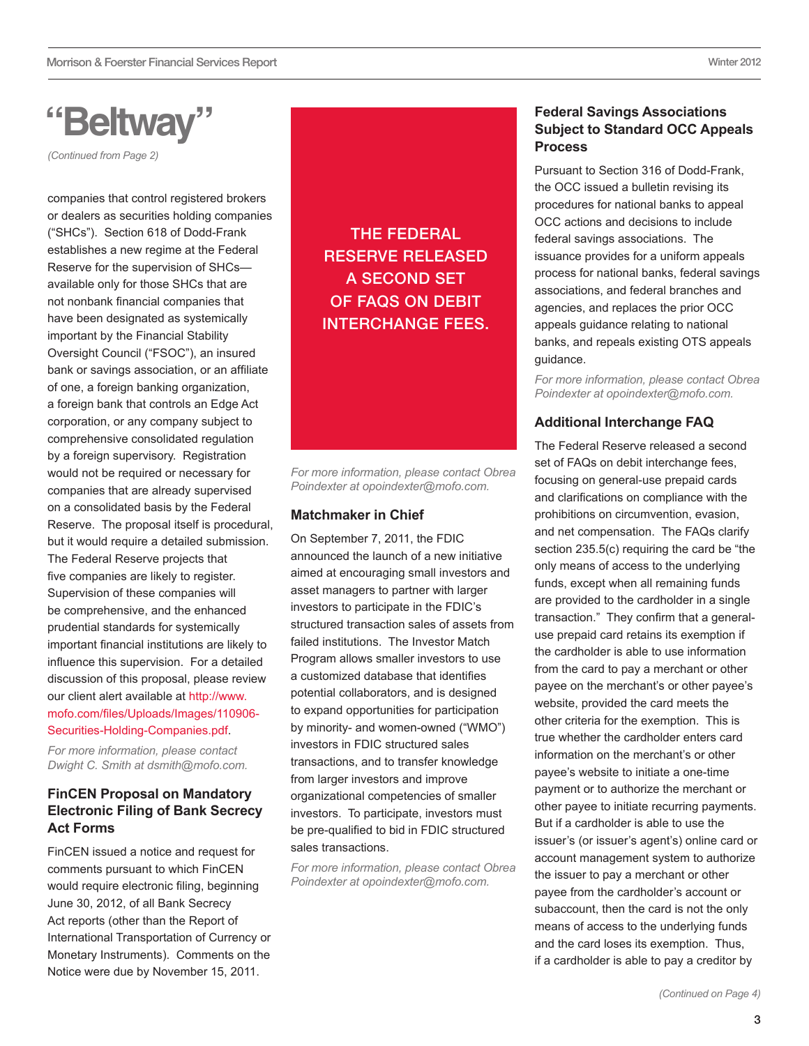# "Beltway"

*(Continued from Page 2)*

companies that control registered brokers or dealers as securities holding companies ("SHCs"). Section 618 of Dodd-Frank establishes a new regime at the Federal Reserve for the supervision of SHCs—available only for those SHCs that are not nonbank financial companies that have been designated as systemically important by the Financial Stability Oversight Council ("FSOC"), an insured bank or savings association, or an affiliate of one, a foreign banking organization, a foreign bank that controls an Edge Act corporation, or any company subject to comprehensive consolidated regulation by a foreign supervisory. Registration would not be required or necessary for companies that are already supervised on a consolidated basis by the Federal Reserve. The proposal itself is procedural, but it would require a detailed submission. The Federal Reserve projects that five companies are likely to register. Supervision of these companies will be comprehensive, and the enhanced prudential standards for systemically important financial institutions are likely to influence this supervision. For a detailed discussion of this proposal, please review our client alert available at http://www.mofo.com/files/Uploads/Images/110906-Securities-Holding-Companies.pdf.

*For more information, please contact Dwight C. Smith at dsmith@mofo.com.*

## FinCEN Proposal on Mandatory Electronic Filing of Bank Secrecy Act Forms

FinCEN issued a notice and request for comments pursuant to which FinCEN would require electronic filing, beginning June 30, 2012, of all Bank Secrecy Act reports (other than the Report of International Transportation of Currency or Monetary Instruments). Comments on the Notice were due by November 15, 2011.

THE FEDERAL RESERVE RELEASED A SECOND SET OF FAQS ON DEBIT INTERCHANGE FEES.

*For more information, please contact Obrea Poindexter at opoindexter@mofo.com.*

## Matchmaker in Chief

On September 7, 2011, the FDIC announced the launch of a new initiative aimed at encouraging small investors and asset managers to partner with larger investors to participate in the FDIC's structured transaction sales of assets from failed institutions. The Investor Match Program allows smaller investors to use a customized database that identifies potential collaborators, and is designed to expand opportunities for participation by minority- and women-owned ("WMO") investors in FDIC structured sales transactions, and to transfer knowledge from larger investors and improve organizational competencies of smaller investors. To participate, investors must be pre-qualified to bid in FDIC structured sales transactions.

*For more information, please contact Obrea Poindexter at opoindexter@mofo.com.*

## Federal Savings Associations Subject to Standard OCC Appeals Process

Pursuant to Section 316 of Dodd-Frank, the OCC issued a bulletin revising its procedures for national banks to appeal OCC actions and decisions to include federal savings associations. The issuance provides for a uniform appeals process for national banks, federal savings associations, and federal branches and agencies, and replaces the prior OCC appeals guidance relating to national banks, and repeals existing OTS appeals guidance.

*For more information, please contact Obrea Poindexter at opoindexter@mofo.com.*

## Additional Interchange FAQ

The Federal Reserve released a second set of FAQs on debit interchange fees, focusing on general-use prepaid cards and clarifications on compliance with the prohibitions on circumvention, evasion, and net compensation. The FAQs clarify section 235.5(c) requiring the card be "the only means of access to the underlying funds, except when all remaining funds are provided to the cardholder in a single transaction." They confirm that a general-use prepaid card retains its exemption if the cardholder is able to use information from the card to pay a merchant or other payee on the merchant's or other payee's website, provided the card meets the other criteria for the exemption. This is true whether the cardholder enters card information on the merchant's or other payee's website to initiate a one-time payment or to authorize the merchant or other payee to initiate recurring payments. But if a cardholder is able to use the issuer's (or issuer's agent's) online card or account management system to authorize the issuer to pay a merchant or other payee from the cardholder's account or subaccount, then the card is not the only means of access to the underlying funds and the card loses its exemption. Thus, if a cardholder is able to pay a creditor by

*(Continued on Page 4)*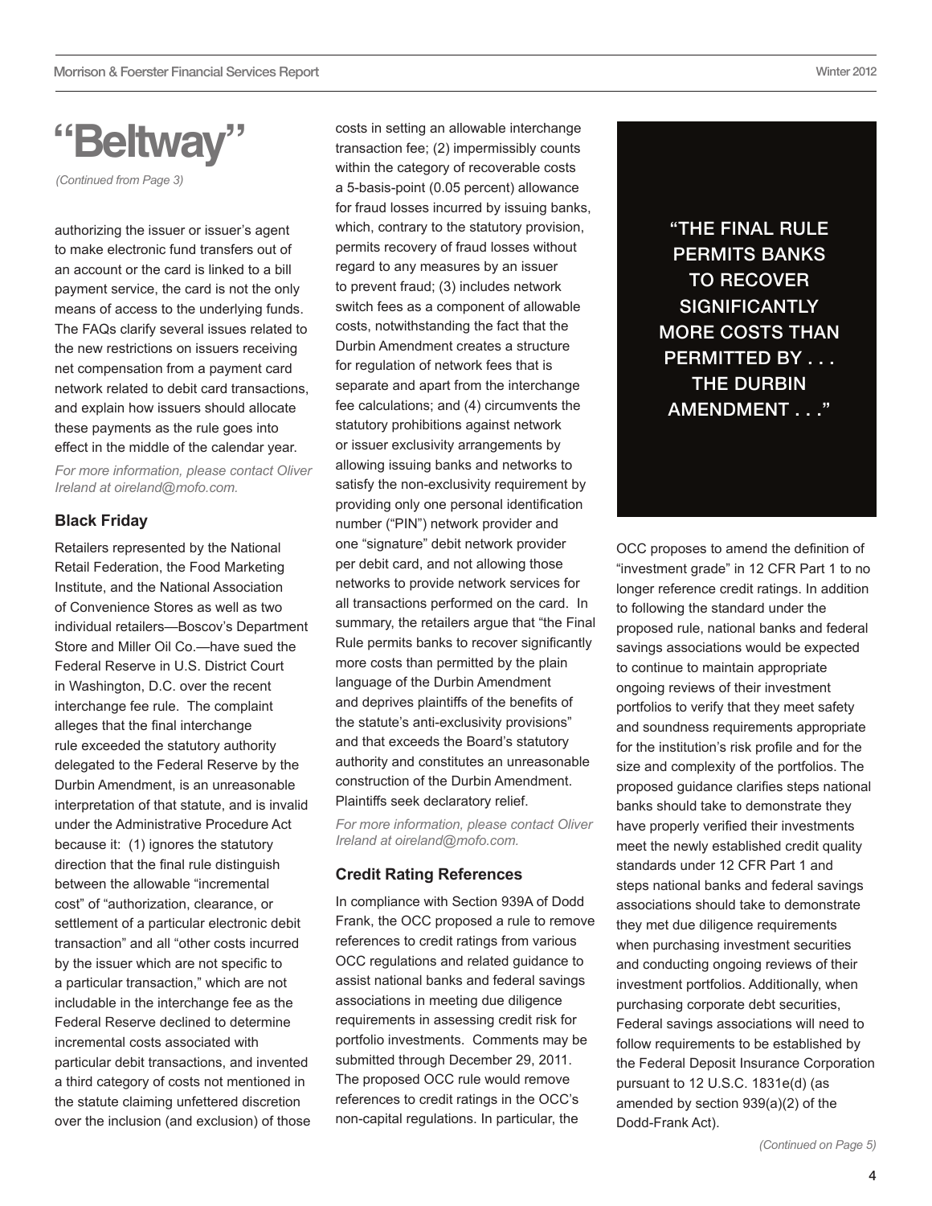# "Beltway"

*(Continued from Page 3)*

authorizing the issuer or issuer's agent to make electronic fund transfers out of an account or the card is linked to a bill payment service, the card is not the only means of access to the underlying funds. The FAQs clarify several issues related to the new restrictions on issuers receiving net compensation from a payment card network related to debit card transactions, and explain how issuers should allocate these payments as the rule goes into effect in the middle of the calendar year.

*For more information, please contact Oliver Ireland at oireland@mofo.com.*

### Black Friday

Retailers represented by the National Retail Federation, the Food Marketing Institute, and the National Association of Convenience Stores as well as two individual retailers—Boscov's Department Store and Miller Oil Co.—have sued the Federal Reserve in U.S. District Court in Washington, D.C. over the recent interchange fee rule. The complaint alleges that the final interchange rule exceeded the statutory authority delegated to the Federal Reserve by the Durbin Amendment, is an unreasonable interpretation of that statute, and is invalid under the Administrative Procedure Act because it: (1) ignores the statutory direction that the final rule distinguish between the allowable "incremental cost" of "authorization, clearance, or settlement of a particular electronic debit transaction" and all "other costs incurred by the issuer which are not specific to a particular transaction," which are not includable in the interchange fee as the Federal Reserve declined to determine incremental costs associated with particular debit transactions, and invented a third category of costs not mentioned in the statute claiming unfettered discretion over the inclusion (and exclusion) of those costs in setting an allowable interchange transaction fee; (2) impermissibly counts within the category of recoverable costs a 5-basis-point (0.05 percent) allowance for fraud losses incurred by issuing banks, which, contrary to the statutory provision, permits recovery of fraud losses without regard to any measures by an issuer to prevent fraud; (3) includes network switch fees as a component of allowable costs, notwithstanding the fact that the Durbin Amendment creates a structure for regulation of network fees that is separate and apart from the interchange fee calculations; and (4) circumvents the statutory prohibitions against network or issuer exclusivity arrangements by allowing issuing banks and networks to satisfy the non-exclusivity requirement by providing only one personal identification number ("PIN") network provider and one "signature" debit network provider per debit card, and not allowing those networks to provide network services for all transactions performed on the card. In summary, the retailers argue that "the Final Rule permits banks to recover significantly more costs than permitted by the plain language of the Durbin Amendment and deprives plaintiffs of the benefits of the statute's anti-exclusivity provisions" and that exceeds the Board's statutory authority and constitutes an unreasonable construction of the Durbin Amendment. Plaintiffs seek declaratory relief.

*For more information, please contact Oliver Ireland at oireland@mofo.com.*

### Credit Rating References

In compliance with Section 939A of Dodd Frank, the OCC proposed a rule to remove references to credit ratings from various OCC regulations and related guidance to assist national banks and federal savings associations in meeting due diligence requirements in assessing credit risk for portfolio investments. Comments may be submitted through December 29, 2011. The proposed OCC rule would remove references to credit ratings in the OCC's non-capital regulations. In particular, the OCC proposes to amend the definition of "investment grade" in 12 CFR Part 1 to no longer reference credit ratings. In addition to following the standard under the proposed rule, national banks and federal savings associations would be expected to continue to maintain appropriate ongoing reviews of their investment portfolios to verify that they meet safety and soundness requirements appropriate for the institution's risk profile and for the size and complexity of the portfolios. The proposed guidance clarifies steps national banks should take to demonstrate they have properly verified their investments meet the newly established credit quality standards under 12 CFR Part 1 and steps national banks and federal savings associations should take to demonstrate they met due diligence requirements when purchasing investment securities and conducting ongoing reviews of their investment portfolios. Additionally, when purchasing corporate debt securities, Federal savings associations will need to follow requirements to be established by the Federal Deposit Insurance Corporation pursuant to 12 U.S.C. 1831e(d) (as amended by section 939(a)(2) of the Dodd-Frank Act).

> **"THE FINAL RULE PERMITS BANKS TO RECOVER SIGNIFICANTLY MORE COSTS THAN PERMITTED BY . . . THE DURBIN AMENDMENT . . ."**

*(Continued on Page 5)*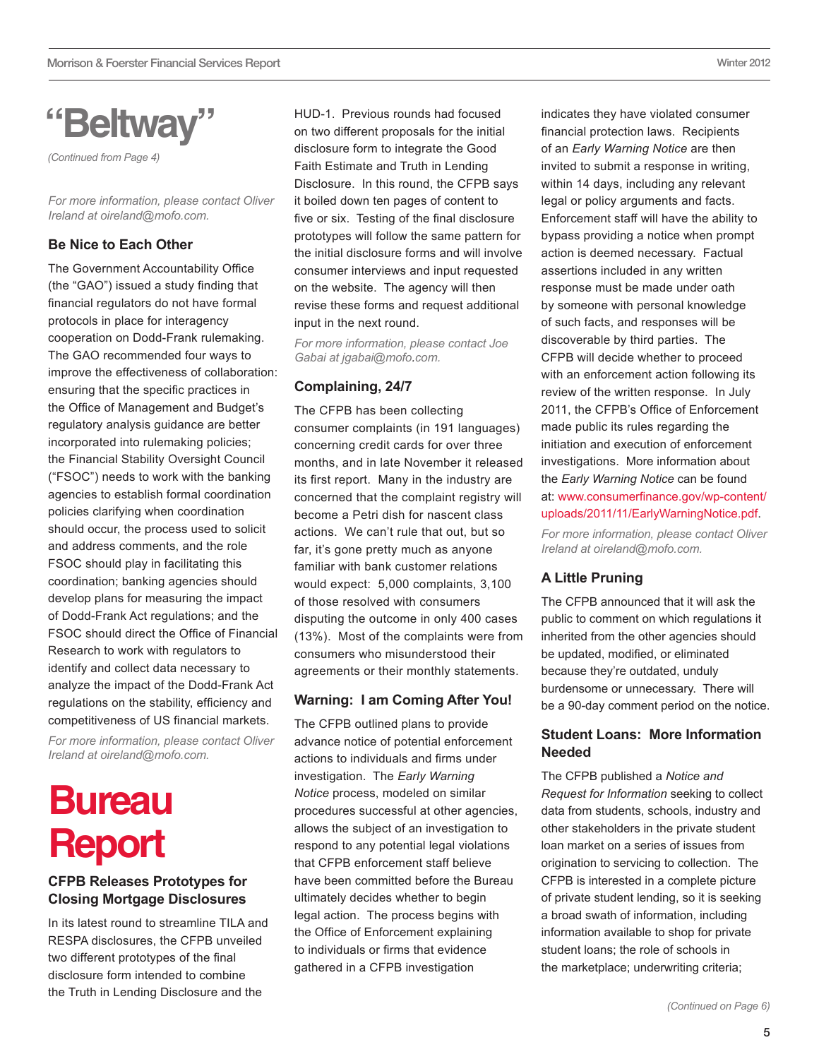# "Beltway"

*(Continued from Page 4)*

*For more information, please contact Oliver Ireland at oireland@mofo.com.*

### Be Nice to Each Other

The Government Accountability Office (the "GAO") issued a study finding that financial regulators do not have formal protocols in place for interagency cooperation on Dodd-Frank rulemaking. The GAO recommended four ways to improve the effectiveness of collaboration: ensuring that the specific practices in the Office of Management and Budget's regulatory analysis guidance are better incorporated into rulemaking policies; the Financial Stability Oversight Council ("FSOC") needs to work with the banking agencies to establish formal coordination policies clarifying when coordination should occur, the process used to solicit and address comments, and the role FSOC should play in facilitating this coordination; banking agencies should develop plans for measuring the impact of Dodd-Frank Act regulations; and the FSOC should direct the Office of Financial Research to work with regulators to identify and collect data necessary to analyze the impact of the Dodd-Frank Act regulations on the stability, efficiency and competitiveness of US financial markets.

*For more information, please contact Oliver Ireland at oireland@mofo.com.*

# Bureau Report

### CFPB Releases Prototypes for Closing Mortgage Disclosures

In its latest round to streamline TILA and RESPA disclosures, the CFPB unveiled two different prototypes of the final disclosure form intended to combine the Truth in Lending Disclosure and the HUD-1. Previous rounds had focused on two different proposals for the initial disclosure form to integrate the Good Faith Estimate and Truth in Lending Disclosure. In this round, the CFPB says it boiled down ten pages of content to five or six. Testing of the final disclosure prototypes will follow the same pattern for the initial disclosure forms and will involve consumer interviews and input requested on the website. The agency will then revise these forms and request additional input in the next round.

*For more information, please contact Joe Gabai at jgabai@mofo.com.*

### Complaining, 24/7

The CFPB has been collecting consumer complaints (in 191 languages) concerning credit cards for over three months, and in late November it released its first report. Many in the industry are concerned that the complaint registry will become a Petri dish for nascent class actions. We can't rule that out, but so far, it's gone pretty much as anyone familiar with bank customer relations would expect: 5,000 complaints, 3,100 of those resolved with consumers disputing the outcome in only 400 cases (13%). Most of the complaints were from consumers who misunderstood their agreements or their monthly statements.

### Warning: I am Coming After You!

The CFPB outlined plans to provide advance notice of potential enforcement actions to individuals and firms under investigation. The *Early Warning Notice* process, modeled on similar procedures successful at other agencies, allows the subject of an investigation to respond to any potential legal violations that CFPB enforcement staff believe have been committed before the Bureau ultimately decides whether to begin legal action. The process begins with the Office of Enforcement explaining to individuals or firms that evidence gathered in a CFPB investigation indicates they have violated consumer financial protection laws. Recipients of an *Early Warning Notice* are then invited to submit a response in writing, within 14 days, including any relevant legal or policy arguments and facts. Enforcement staff will have the ability to bypass providing a notice when prompt action is deemed necessary. Factual assertions included in any written response must be made under oath by someone with personal knowledge of such facts, and responses will be discoverable by third parties. The CFPB will decide whether to proceed with an enforcement action following its review of the written response. In July 2011, the CFPB's Office of Enforcement made public its rules regarding the initiation and execution of enforcement investigations. More information about the *Early Warning Notice* can be found at: www.consumerfinance.gov/wp-content/uploads/2011/11/EarlyWarningNotice.pdf.

*For more information, please contact Oliver Ireland at oireland@mofo.com.*

### A Little Pruning

The CFPB announced that it will ask the public to comment on which regulations it inherited from the other agencies should be updated, modified, or eliminated because they're outdated, unduly burdensome or unnecessary. There will be a 90-day comment period on the notice.

### Student Loans: More Information Needed

The CFPB published a *Notice and Request for Information* seeking to collect data from students, schools, industry and other stakeholders in the private student loan market on a series of issues from origination to servicing to collection. The CFPB is interested in a complete picture of private student lending, so it is seeking a broad swath of information, including information available to shop for private student loans; the role of schools in the marketplace; underwriting criteria;

*(Continued on Page 6)*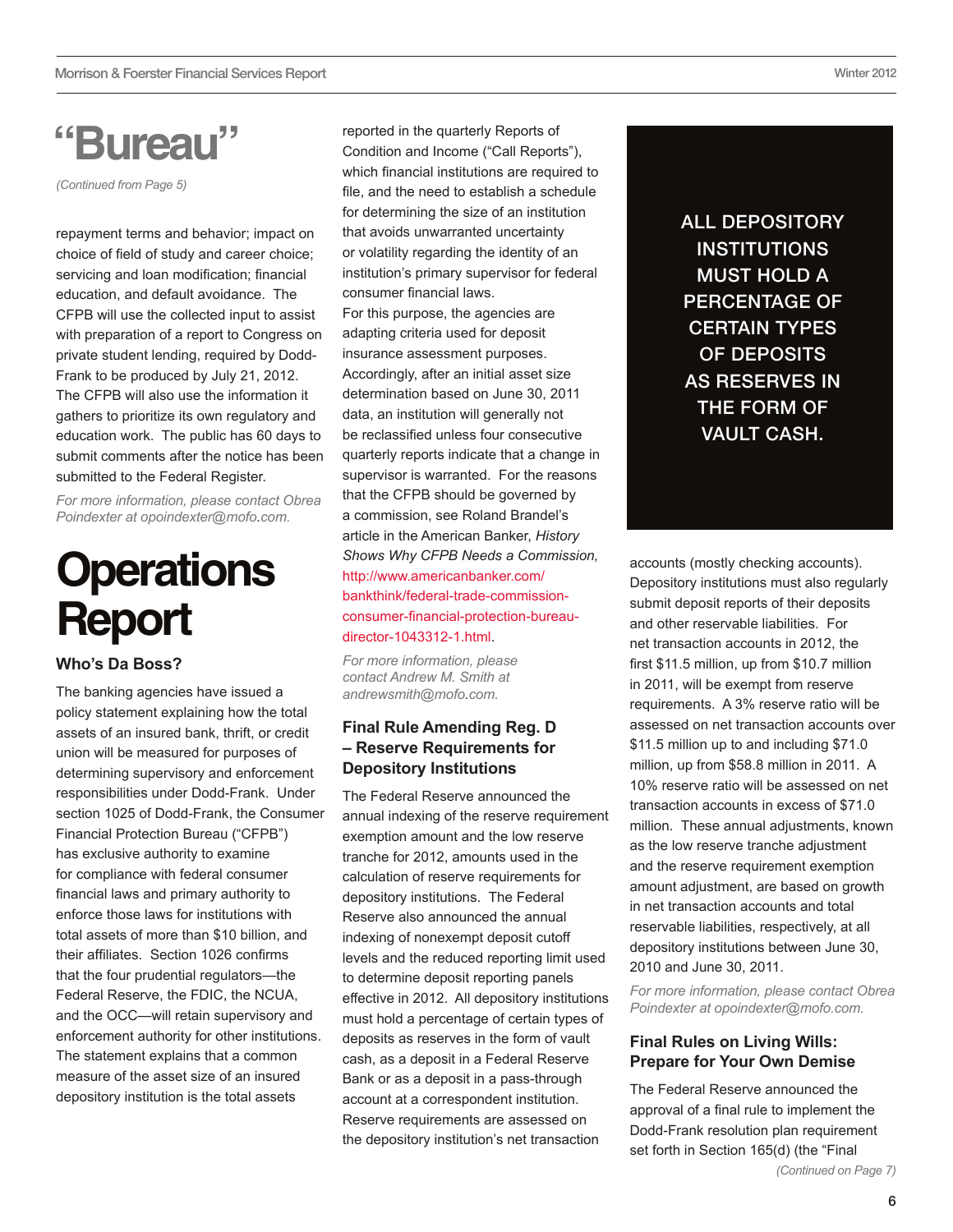# "Bureau"

*(Continued from Page 5)*

repayment terms and behavior; impact on choice of field of study and career choice; servicing and loan modification; financial education, and default avoidance. The CFPB will use the collected input to assist with preparation of a report to Congress on private student lending, required by Dodd-Frank to be produced by July 21, 2012. The CFPB will also use the information it gathers to prioritize its own regulatory and education work. The public has 60 days to submit comments after the notice has been submitted to the Federal Register.

*For more information, please contact Obrea Poindexter at opoindexter@mofo.com.*

# Operations Report

### Who's Da Boss?

The banking agencies have issued a policy statement explaining how the total assets of an insured bank, thrift, or credit union will be measured for purposes of determining supervisory and enforcement responsibilities under Dodd-Frank. Under section 1025 of Dodd-Frank, the Consumer Financial Protection Bureau ("CFPB") has exclusive authority to examine for compliance with federal consumer financial laws and primary authority to enforce those laws for institutions with total assets of more than $10 billion, and their affiliates. Section 1026 confirms that the four prudential regulators—the Federal Reserve, the FDIC, the NCUA, and the OCC—will retain supervisory and enforcement authority for other institutions. The statement explains that a common measure of the asset size of an insured depository institution is the total assets reported in the quarterly Reports of Condition and Income ("Call Reports"), which financial institutions are required to file, and the need to establish a schedule for determining the size of an institution that avoids unwarranted uncertainty or volatility regarding the identity of an institution's primary supervisor for federal consumer financial laws.

For this purpose, the agencies are adapting criteria used for deposit insurance assessment purposes. Accordingly, after an initial asset size determination based on June 30, 2011 data, an institution will generally not be reclassified unless four consecutive quarterly reports indicate that a change in supervisor is warranted. For the reasons that the CFPB should be governed by a commission, see Roland Brandel's article in the American Banker, *History Shows Why CFPB Needs a Commission,* http://www.americanbanker.com/bankthink/federal-trade-commission-consumer-financial-protection-bureau-director-1043312-1.html.

*For more information, please contact Andrew M. Smith at andrewsmith@mofo.com.*

### Final Rule Amending Reg. D – Reserve Requirements for Depository Institutions

The Federal Reserve announced the annual indexing of the reserve requirement exemption amount and the low reserve tranche for 2012, amounts used in the calculation of reserve requirements for depository institutions. The Federal Reserve also announced the annual indexing of nonexempt deposit cutoff levels and the reduced reporting limit used to determine deposit reporting panels effective in 2012. All depository institutions must hold a percentage of certain types of deposits as reserves in the form of vault cash, as a deposit in a Federal Reserve Bank or as a deposit in a pass-through account at a correspondent institution. Reserve requirements are assessed on the depository institution's net transaction accounts (mostly checking accounts). Depository institutions must also regularly submit deposit reports of their deposits and other reservable liabilities. For net transaction accounts in 2012, the first $11.5 million, up from $10.7 million in 2011, will be exempt from reserve requirements. A 3% reserve ratio will be assessed on net transaction accounts over $11.5 million up to and including $71.0 million, up from $58.8 million in 2011. A 10% reserve ratio will be assessed on net transaction accounts in excess of $71.0 million. These annual adjustments, known as the low reserve tranche adjustment and the reserve requirement exemption amount adjustment, are based on growth in net transaction accounts and total reservable liabilities, respectively, at all depository institutions between June 30, 2010 and June 30, 2011.

**ALL DEPOSITORY INSTITUTIONS MUST HOLD A PERCENTAGE OF CERTAIN TYPES OF DEPOSITS AS RESERVES IN THE FORM OF VAULT CASH.**

*For more information, please contact Obrea Poindexter at opoindexter@mofo.com.*

### Final Rules on Living Wills: Prepare for Your Own Demise

The Federal Reserve announced the approval of a final rule to implement the Dodd-Frank resolution plan requirement set forth in Section 165(d) (the "Final

*(Continued on Page 7)*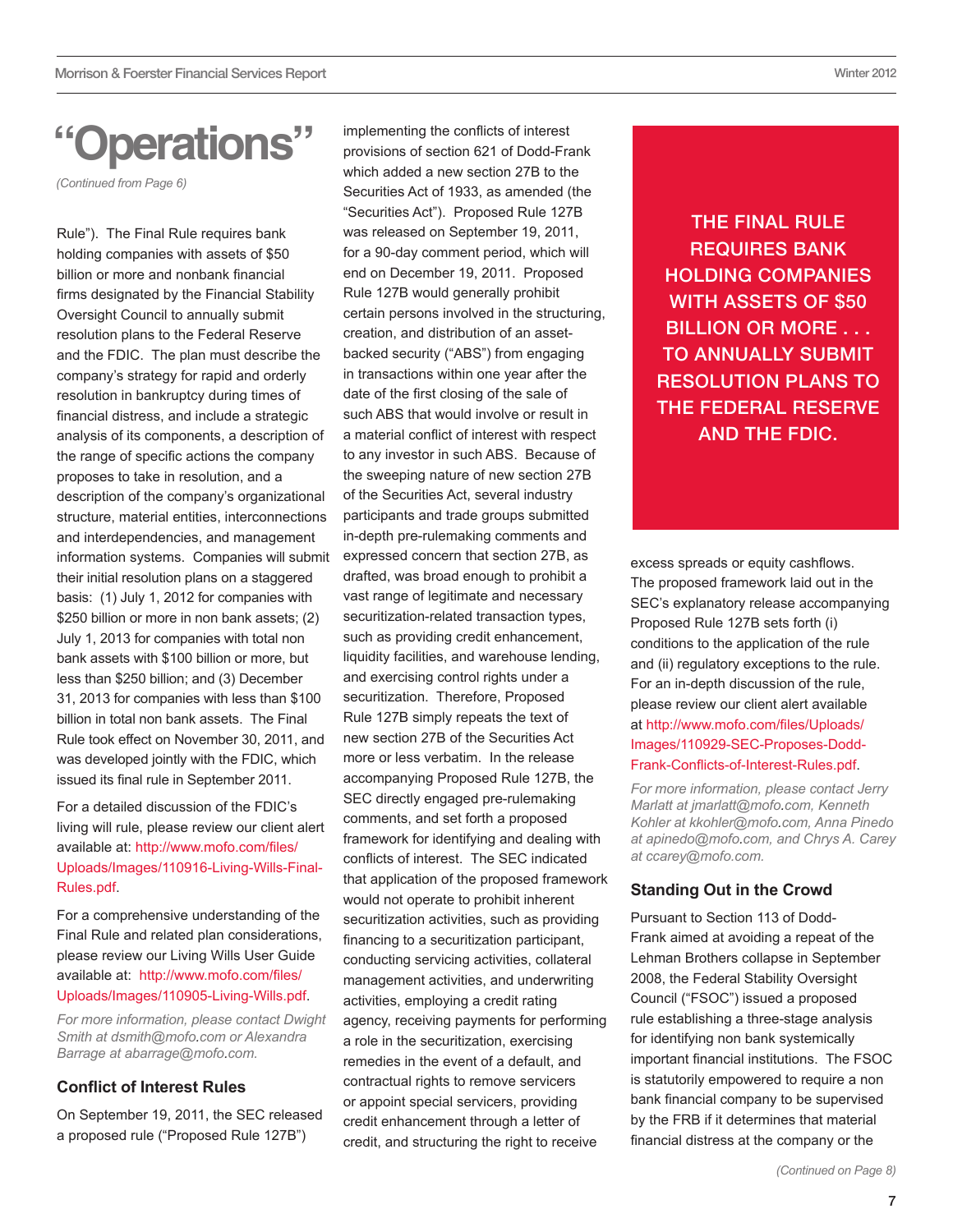# "Operations"

*(Continued from Page 6)*

Rule"). The Final Rule requires bank holding companies with assets of $50 billion or more and nonbank financial firms designated by the Financial Stability Oversight Council to annually submit resolution plans to the Federal Reserve and the FDIC. The plan must describe the company's strategy for rapid and orderly resolution in bankruptcy during times of financial distress, and include a strategic analysis of its components, a description of the range of specific actions the company proposes to take in resolution, and a description of the company's organizational structure, material entities, interconnections and interdependencies, and management information systems. Companies will submit their initial resolution plans on a staggered basis: (1) July 1, 2012 for companies with $250 billion or more in non bank assets; (2) July 1, 2013 for companies with total non bank assets with $100 billion or more, but less than $250 billion; and (3) December 31, 2013 for companies with less than $100 billion in total non bank assets. The Final Rule took effect on November 30, 2011, and was developed jointly with the FDIC, which issued its final rule in September 2011.

For a detailed discussion of the FDIC's living will rule, please review our client alert available at: http://www.mofo.com/files/Uploads/Images/110916-Living-Wills-Final-Rules.pdf.

For a comprehensive understanding of the Final Rule and related plan considerations, please review our Living Wills User Guide available at: http://www.mofo.com/files/Uploads/Images/110905-Living-Wills.pdf.

*For more information, please contact Dwight Smith at dsmith@mofo.com or Alexandra Barrage at abarrage@mofo.com.*

## Conflict of Interest Rules

On September 19, 2011, the SEC released a proposed rule ("Proposed Rule 127B") implementing the conflicts of interest provisions of section 621 of Dodd-Frank which added a new section 27B to the Securities Act of 1933, as amended (the "Securities Act"). Proposed Rule 127B was released on September 19, 2011, for a 90-day comment period, which will end on December 19, 2011. Proposed Rule 127B would generally prohibit certain persons involved in the structuring, creation, and distribution of an asset-backed security ("ABS") from engaging in transactions within one year after the date of the first closing of the sale of such ABS that would involve or result in a material conflict of interest with respect to any investor in such ABS. Because of the sweeping nature of new section 27B of the Securities Act, several industry participants and trade groups submitted in-depth pre-rulemaking comments and expressed concern that section 27B, as drafted, was broad enough to prohibit a vast range of legitimate and necessary securitization-related transaction types, such as providing credit enhancement, liquidity facilities, and warehouse lending, and exercising control rights under a securitization. Therefore, Proposed Rule 127B simply repeats the text of new section 27B of the Securities Act more or less verbatim. In the release accompanying Proposed Rule 127B, the SEC directly engaged pre-rulemaking comments, and set forth a proposed framework for identifying and dealing with conflicts of interest. The SEC indicated that application of the proposed framework would not operate to prohibit inherent securitization activities, such as providing financing to a securitization participant, conducting servicing activities, collateral management activities, and underwriting activities, employing a credit rating agency, receiving payments for performing a role in the securitization, exercising remedies in the event of a default, and contractual rights to remove servicers or appoint special servicers, providing credit enhancement through a letter of credit, and structuring the right to receive excess spreads or equity cashflows. The proposed framework laid out in the SEC's explanatory release accompanying Proposed Rule 127B sets forth (i) conditions to the application of the rule and (ii) regulatory exceptions to the rule. For an in-depth discussion of the rule, please review our client alert available at http://www.mofo.com/files/Uploads/Images/110929-SEC-Proposes-Dodd-Frank-Conflicts-of-Interest-Rules.pdf.

> THE FINAL RULE REQUIRES BANK HOLDING COMPANIES WITH ASSETS OF $50 BILLION OR MORE . . . TO ANNUALLY SUBMIT RESOLUTION PLANS TO THE FEDERAL RESERVE AND THE FDIC.

*For more information, please contact Jerry Marlatt at jmarlatt@mofo.com, Kenneth Kohler at kkohler@mofo.com, Anna Pinedo at apinedo@mofo.com, and Chrys A. Carey at ccarey@mofo.com.*

## Standing Out in the Crowd

Pursuant to Section 113 of Dodd-Frank aimed at avoiding a repeat of the Lehman Brothers collapse in September 2008, the Federal Stability Oversight Council ("FSOC") issued a proposed rule establishing a three-stage analysis for identifying non bank systemically important financial institutions. The FSOC is statutorily empowered to require a non bank financial company to be supervised by the FRB if it determines that material financial distress at the company or the

*(Continued on Page 8)*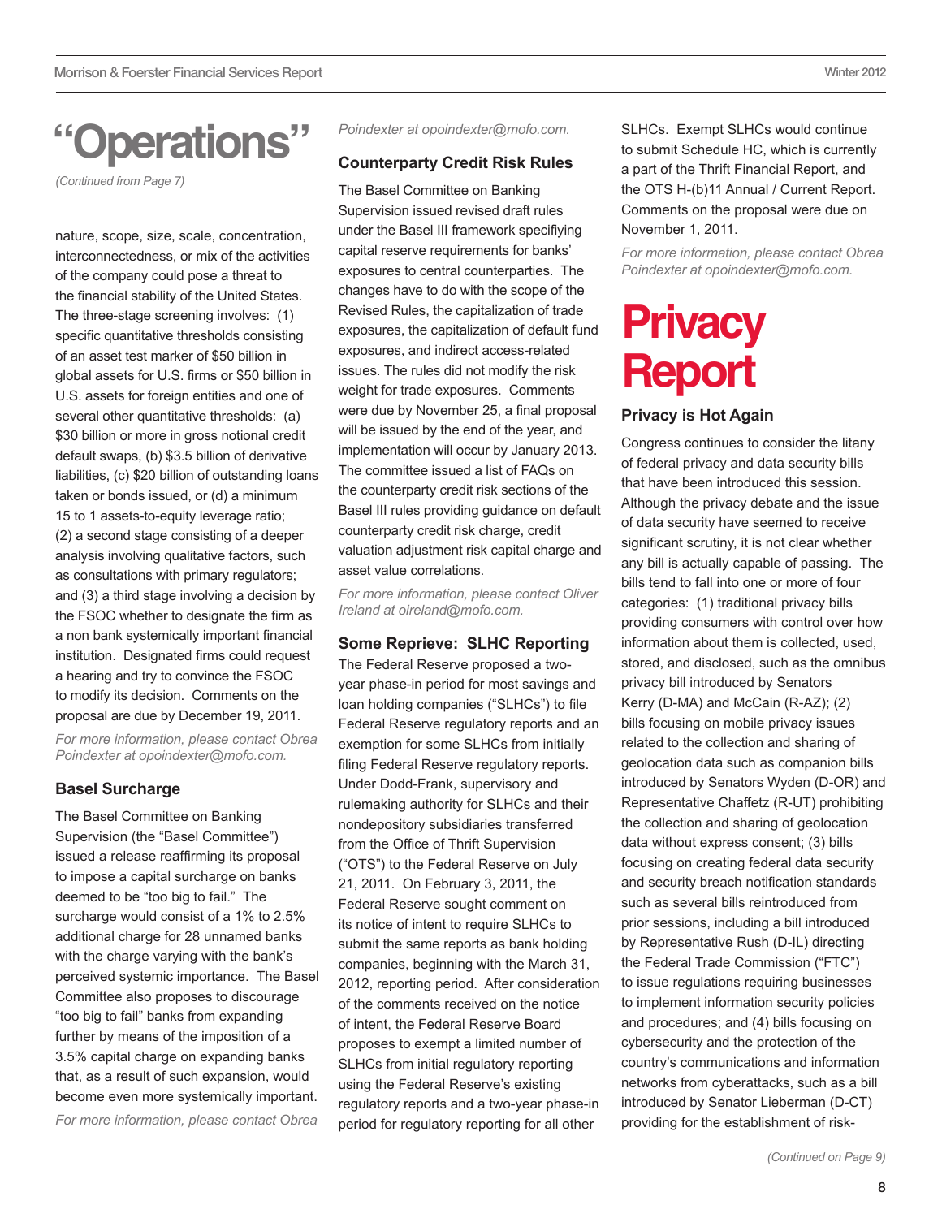# "Operations"

*(Continued from Page 7)*

nature, scope, size, scale, concentration, interconnectedness, or mix of the activities of the company could pose a threat to the financial stability of the United States. The three-stage screening involves: (1) specific quantitative thresholds consisting of an asset test marker of $50 billion in global assets for U.S. firms or $50 billion in U.S. assets for foreign entities and one of several other quantitative thresholds: (a) $30 billion or more in gross notional credit default swaps, (b) $3.5 billion of derivative liabilities, (c) $20 billion of outstanding loans taken or bonds issued, or (d) a minimum 15 to 1 assets-to-equity leverage ratio; (2) a second stage consisting of a deeper analysis involving qualitative factors, such as consultations with primary regulators; and (3) a third stage involving a decision by the FSOC whether to designate the firm as a non bank systemically important financial institution. Designated firms could request a hearing and try to convince the FSOC to modify its decision. Comments on the proposal are due by December 19, 2011.

*For more information, please contact Obrea Poindexter at opoindexter@mofo.com.*

### Basel Surcharge

The Basel Committee on Banking Supervision (the "Basel Committee") issued a release reaffirming its proposal to impose a capital surcharge on banks deemed to be "too big to fail." The surcharge would consist of a 1% to 2.5% additional charge for 28 unnamed banks with the charge varying with the bank's perceived systemic importance. The Basel Committee also proposes to discourage "too big to fail" banks from expanding further by means of the imposition of a 3.5% capital charge on expanding banks that, as a result of such expansion, would become even more systemically important.

*For more information, please contact Obrea Poindexter at opoindexter@mofo.com.*

### Counterparty Credit Risk Rules

The Basel Committee on Banking Supervision issued revised draft rules under the Basel III framework specifying capital reserve requirements for banks' exposures to central counterparties. The changes have to do with the scope of the Revised Rules, the capitalization of trade exposures, the capitalization of default fund exposures, and indirect access-related issues. The rules did not modify the risk weight for trade exposures. Comments were due by November 25, a final proposal will be issued by the end of the year, and implementation will occur by January 2013. The committee issued a list of FAQs on the counterparty credit risk sections of the Basel III rules providing guidance on default counterparty credit risk charge, credit valuation adjustment risk capital charge and asset value correlations.

*For more information, please contact Oliver Ireland at oireland@mofo.com.*

### Some Reprieve: SLHC Reporting

The Federal Reserve proposed a two-year phase-in period for most savings and loan holding companies ("SLHCs") to file Federal Reserve regulatory reports and an exemption for some SLHCs from initially filing Federal Reserve regulatory reports. Under Dodd-Frank, supervisory and rulemaking authority for SLHCs and their nondepository subsidiaries transferred from the Office of Thrift Supervision ("OTS") to the Federal Reserve on July 21, 2011. On February 3, 2011, the Federal Reserve sought comment on its notice of intent to require SLHCs to submit the same reports as bank holding companies, beginning with the March 31, 2012, reporting period. After consideration of the comments received on the notice of intent, the Federal Reserve Board proposes to exempt a limited number of SLHCs from initial regulatory reporting using the Federal Reserve's existing regulatory reports and a two-year phase-in period for regulatory reporting for all other SLHCs. Exempt SLHCs would continue to submit Schedule HC, which is currently a part of the Thrift Financial Report, and the OTS H-(b)11 Annual / Current Report. Comments on the proposal were due on November 1, 2011.

*For more information, please contact Obrea Poindexter at opoindexter@mofo.com.*

# Privacy Report

### Privacy is Hot Again

Congress continues to consider the litany of federal privacy and data security bills that have been introduced this session. Although the privacy debate and the issue of data security have seemed to receive significant scrutiny, it is not clear whether any bill is actually capable of passing. The bills tend to fall into one or more of four categories: (1) traditional privacy bills providing consumers with control over how information about them is collected, used, stored, and disclosed, such as the omnibus privacy bill introduced by Senators Kerry (D-MA) and McCain (R-AZ); (2) bills focusing on mobile privacy issues related to the collection and sharing of geolocation data such as companion bills introduced by Senators Wyden (D-OR) and Representative Chaffetz (R-UT) prohibiting the collection and sharing of geolocation data without express consent; (3) bills focusing on creating federal data security and security breach notification standards such as several bills reintroduced from prior sessions, including a bill introduced by Representative Rush (D-IL) directing the Federal Trade Commission ("FTC") to issue regulations requiring businesses to implement information security policies and procedures; and (4) bills focusing on cybersecurity and the protection of the country's communications and information networks from cyberattacks, such as a bill introduced by Senator Lieberman (D-CT) providing for the establishment of risk-

*(Continued on Page 9)*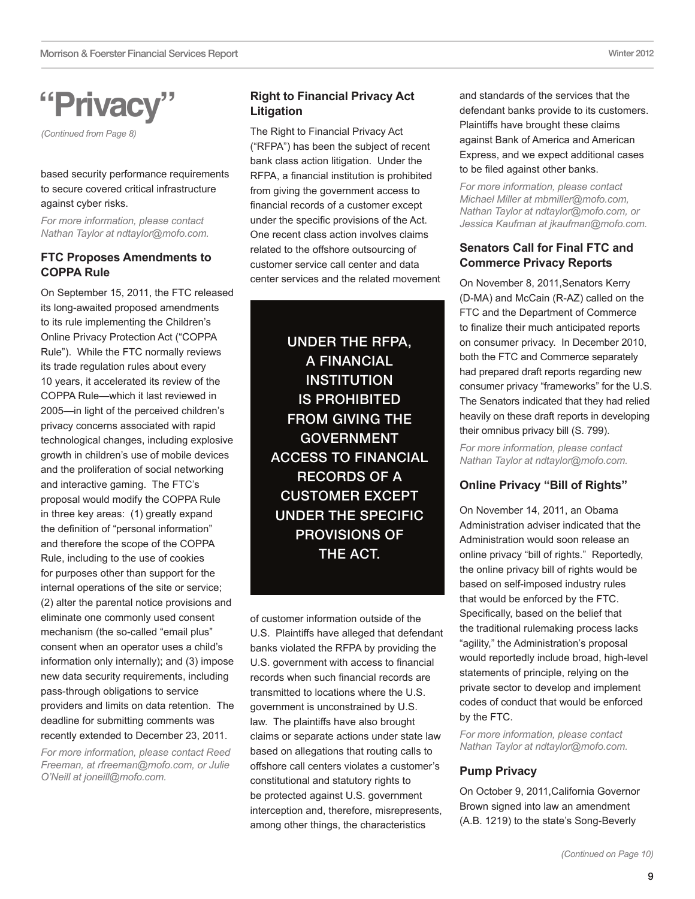# "Privacy"

*(Continued from Page 8)*

based security performance requirements to secure covered critical infrastructure against cyber risks.

*For more information, please contact Nathan Taylor at ndtaylor@mofo.com.*

### FTC Proposes Amendments to COPPA Rule

On September 15, 2011, the FTC released its long-awaited proposed amendments to its rule implementing the Children's Online Privacy Protection Act ("COPPA Rule"). While the FTC normally reviews its trade regulation rules about every 10 years, it accelerated its review of the COPPA Rule—which it last reviewed in 2005—in light of the perceived children's privacy concerns associated with rapid technological changes, including explosive growth in children's use of mobile devices and the proliferation of social networking and interactive gaming. The FTC's proposal would modify the COPPA Rule in three key areas: (1) greatly expand the definition of "personal information" and therefore the scope of the COPPA Rule, including to the use of cookies for purposes other than support for the internal operations of the site or service; (2) alter the parental notice provisions and eliminate one commonly used consent mechanism (the so-called "email plus" consent when an operator uses a child's information only internally); and (3) impose new data security requirements, including pass-through obligations to service providers and limits on data retention. The deadline for submitting comments was recently extended to December 23, 2011.

*For more information, please contact Reed Freeman, at rfreeman@mofo.com, or Julie O'Neill at joneill@mofo.com.*

### Right to Financial Privacy Act Litigation

The Right to Financial Privacy Act ("RFPA") has been the subject of recent bank class action litigation. Under the RFPA, a financial institution is prohibited from giving the government access to financial records of a customer except under the specific provisions of the Act. One recent class action involves claims related to the offshore outsourcing of customer service call center and data center services and the related movement of customer information outside of the U.S. Plaintiffs have alleged that defendant banks violated the RFPA by providing the U.S. government with access to financial records when such financial records are transmitted to locations where the U.S. government is unconstrained by U.S. law. The plaintiffs have also brought claims or separate actions under state law based on allegations that routing calls to offshore call centers violates a customer's constitutional and statutory rights to be protected against U.S. government interception and, therefore, misrepresents, among other things, the characteristics and standards of the services that the defendant banks provide to its customers. Plaintiffs have brought these claims against Bank of America and American Express, and we expect additional cases to be filed against other banks.

> UNDER THE RFPA, A FINANCIAL INSTITUTION IS PROHIBITED FROM GIVING THE GOVERNMENT ACCESS TO FINANCIAL RECORDS OF A CUSTOMER EXCEPT UNDER THE SPECIFIC PROVISIONS OF THE ACT.

*For more information, please contact Michael Miller at mbmiller@mofo.com, Nathan Taylor at ndtaylor@mofo.com, or Jessica Kaufman at jkaufman@mofo.com.*

### Senators Call for Final FTC and Commerce Privacy Reports

On November 8, 2011,Senators Kerry (D-MA) and McCain (R-AZ) called on the FTC and the Department of Commerce to finalize their much anticipated reports on consumer privacy. In December 2010, both the FTC and Commerce separately had prepared draft reports regarding new consumer privacy "frameworks" for the U.S. The Senators indicated that they had relied heavily on these draft reports in developing their omnibus privacy bill (S. 799).

*For more information, please contact Nathan Taylor at ndtaylor@mofo.com.*

### Online Privacy "Bill of Rights"

On November 14, 2011, an Obama Administration adviser indicated that the Administration would soon release an online privacy "bill of rights." Reportedly, the online privacy bill of rights would be based on self-imposed industry rules that would be enforced by the FTC. Specifically, based on the belief that the traditional rulemaking process lacks "agility," the Administration's proposal would reportedly include broad, high-level statements of principle, relying on the private sector to develop and implement codes of conduct that would be enforced by the FTC.

*For more information, please contact Nathan Taylor at ndtaylor@mofo.com.*

### Pump Privacy

On October 9, 2011,California Governor Brown signed into law an amendment (A.B. 1219) to the state's Song-Beverly

*(Continued on Page 10)*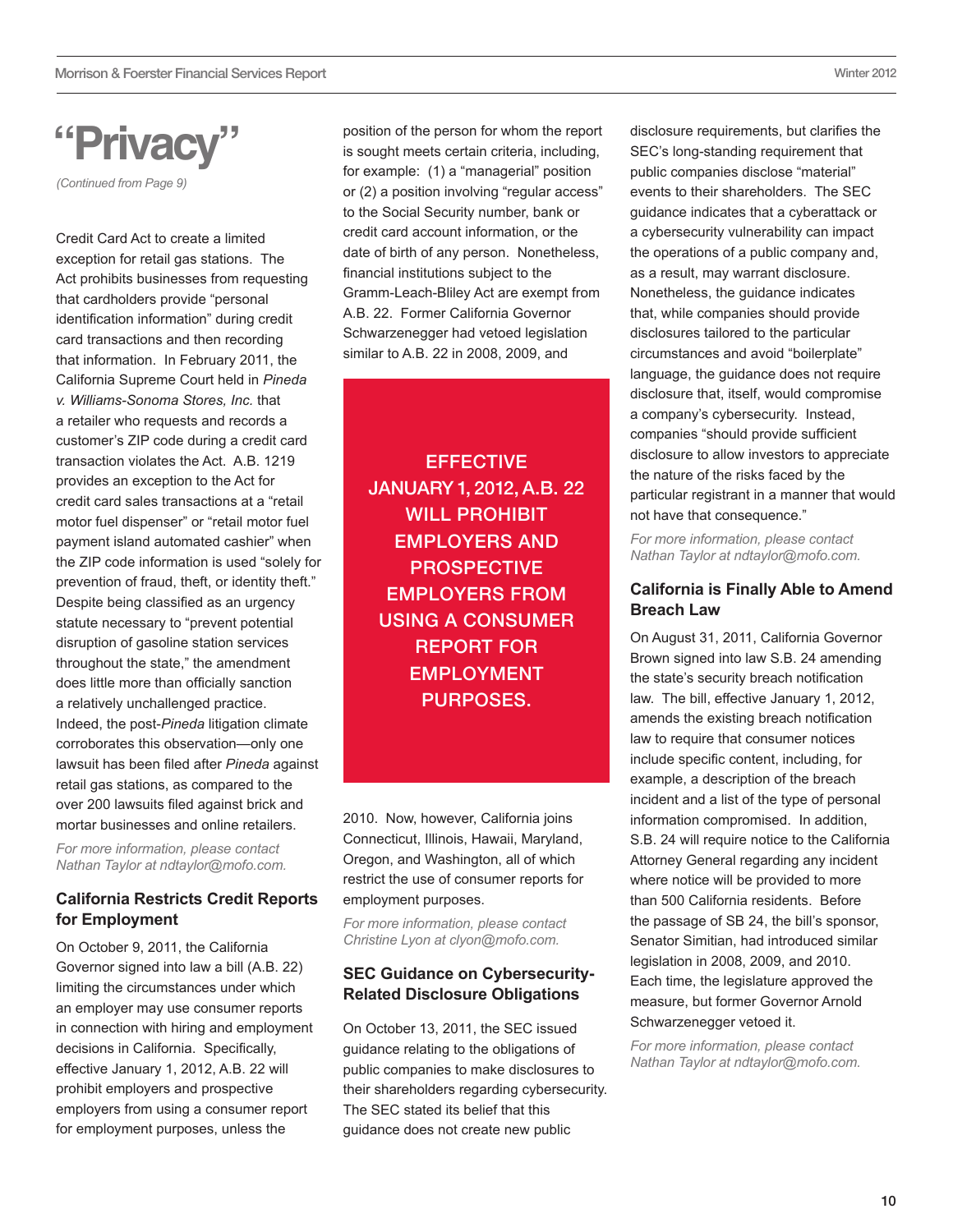# "Privacy"

*(Continued from Page 9)*

Credit Card Act to create a limited exception for retail gas stations. The Act prohibits businesses from requesting that cardholders provide "personal identification information" during credit card transactions and then recording that information. In February 2011, the California Supreme Court held in *Pineda v. Williams-Sonoma Stores, Inc.* that a retailer who requests and records a customer's ZIP code during a credit card transaction violates the Act. A.B. 1219 provides an exception to the Act for credit card sales transactions at a "retail motor fuel dispenser" or "retail motor fuel payment island automated cashier" when the ZIP code information is used "solely for prevention of fraud, theft, or identity theft." Despite being classified as an urgency statute necessary to "prevent potential disruption of gasoline station services throughout the state," the amendment does little more than officially sanction a relatively unchallenged practice. Indeed, the post-*Pineda* litigation climate corroborates this observation—only one lawsuit has been filed after *Pineda* against retail gas stations, as compared to the over 200 lawsuits filed against brick and mortar businesses and online retailers.

*For more information, please contact Nathan Taylor at ndtaylor@mofo.com.*

### California Restricts Credit Reports for Employment

On October 9, 2011, the California Governor signed into law a bill (A.B. 22) limiting the circumstances under which an employer may use consumer reports in connection with hiring and employment decisions in California. Specifically, effective January 1, 2012, A.B. 22 will prohibit employers and prospective employers from using a consumer report for employment purposes, unless the position of the person for whom the report is sought meets certain criteria, including, for example: (1) a "managerial" position or (2) a position involving "regular access" to the Social Security number, bank or credit card account information, or the date of birth of any person. Nonetheless, financial institutions subject to the Gramm-Leach-Bliley Act are exempt from A.B. 22. Former California Governor Schwarzenegger had vetoed legislation similar to A.B. 22 in 2008, 2009, and 2010. Now, however, California joins Connecticut, Illinois, Hawaii, Maryland, Oregon, and Washington, all of which restrict the use of consumer reports for employment purposes.

> **EFFECTIVE JANUARY 1, 2012, A.B. 22 WILL PROHIBIT EMPLOYERS AND PROSPECTIVE EMPLOYERS FROM USING A CONSUMER REPORT FOR EMPLOYMENT PURPOSES.**

*For more information, please contact Christine Lyon at clyon@mofo.com.*

### SEC Guidance on Cybersecurity-Related Disclosure Obligations

On October 13, 2011, the SEC issued guidance relating to the obligations of public companies to make disclosures to their shareholders regarding cybersecurity. The SEC stated its belief that this guidance does not create new public disclosure requirements, but clarifies the SEC's long-standing requirement that public companies disclose "material" events to their shareholders. The SEC guidance indicates that a cyberattack or a cybersecurity vulnerability can impact the operations of a public company and, as a result, may warrant disclosure. Nonetheless, the guidance indicates that, while companies should provide disclosures tailored to the particular circumstances and avoid "boilerplate" language, the guidance does not require disclosure that, itself, would compromise a company's cybersecurity. Instead, companies "should provide sufficient disclosure to allow investors to appreciate the nature of the risks faced by the particular registrant in a manner that would not have that consequence."

*For more information, please contact Nathan Taylor at ndtaylor@mofo.com.*

### California is Finally Able to Amend Breach Law

On August 31, 2011, California Governor Brown signed into law S.B. 24 amending the state's security breach notification law. The bill, effective January 1, 2012, amends the existing breach notification law to require that consumer notices include specific content, including, for example, a description of the breach incident and a list of the type of personal information compromised. In addition, S.B. 24 will require notice to the California Attorney General regarding any incident where notice will be provided to more than 500 California residents. Before the passage of SB 24, the bill's sponsor, Senator Simitian, had introduced similar legislation in 2008, 2009, and 2010. Each time, the legislature approved the measure, but former Governor Arnold Schwarzenegger vetoed it.

*For more information, please contact Nathan Taylor at ndtaylor@mofo.com.*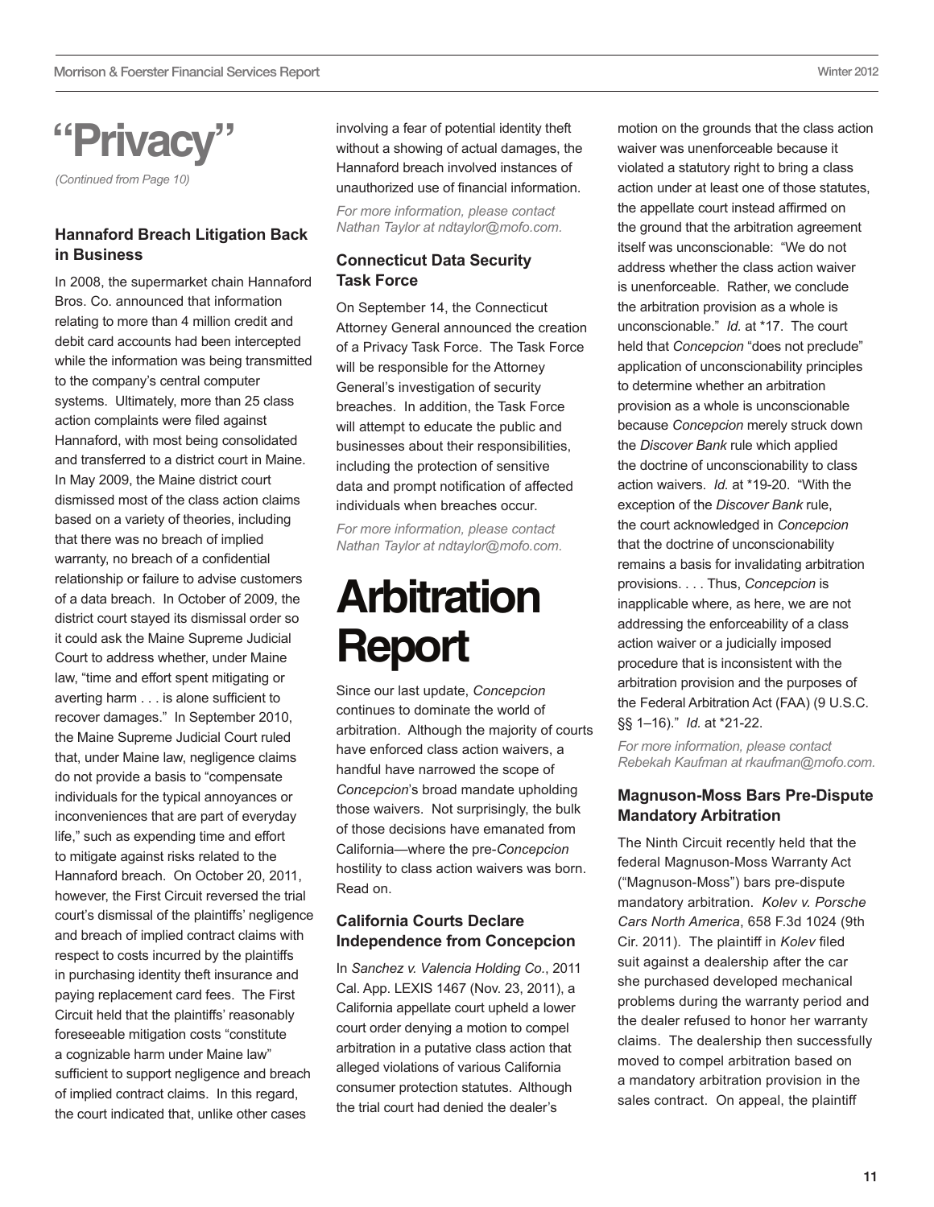# "Privacy"

*(Continued from Page 10)*

### Hannaford Breach Litigation Back in Business

In 2008, the supermarket chain Hannaford Bros. Co. announced that information relating to more than 4 million credit and debit card accounts had been intercepted while the information was being transmitted to the company's central computer systems. Ultimately, more than 25 class action complaints were filed against Hannaford, with most being consolidated and transferred to a district court in Maine. In May 2009, the Maine district court dismissed most of the class action claims based on a variety of theories, including that there was no breach of implied warranty, no breach of a confidential relationship or failure to advise customers of a data breach. In October of 2009, the district court stayed its dismissal order so it could ask the Maine Supreme Judicial Court to address whether, under Maine law, "time and effort spent mitigating or averting harm . . . is alone sufficient to recover damages." In September 2010, the Maine Supreme Judicial Court ruled that, under Maine law, negligence claims do not provide a basis to "compensate individuals for the typical annoyances or inconveniences that are part of everyday life," such as expending time and effort to mitigate against risks related to the Hannaford breach. On October 20, 2011, however, the First Circuit reversed the trial court's dismissal of the plaintiffs' negligence and breach of implied contract claims with respect to costs incurred by the plaintiffs in purchasing identity theft insurance and paying replacement card fees. The First Circuit held that the plaintiffs' reasonably foreseeable mitigation costs "constitute a cognizable harm under Maine law" sufficient to support negligence and breach of implied contract claims. In this regard, the court indicated that, unlike other cases involving a fear of potential identity theft without a showing of actual damages, the Hannaford breach involved instances of unauthorized use of financial information.

*For more information, please contact Nathan Taylor at ndtaylor@mofo.com.*

### Connecticut Data Security Task Force

On September 14, the Connecticut Attorney General announced the creation of a Privacy Task Force. The Task Force will be responsible for the Attorney General's investigation of security breaches. In addition, the Task Force will attempt to educate the public and businesses about their responsibilities, including the protection of sensitive data and prompt notification of affected individuals when breaches occur.

*For more information, please contact Nathan Taylor at ndtaylor@mofo.com.*

# Arbitration Report

Since our last update, *Concepcion* continues to dominate the world of arbitration. Although the majority of courts have enforced class action waivers, a handful have narrowed the scope of *Concepcion*'s broad mandate upholding those waivers. Not surprisingly, the bulk of those decisions have emanated from California—where the pre-*Concepcion* hostility to class action waivers was born. Read on.

### California Courts Declare Independence from Concepcion

In *Sanchez v. Valencia Holding Co.*, 2011 Cal. App. LEXIS 1467 (Nov. 23, 2011), a California appellate court upheld a lower court order denying a motion to compel arbitration in a putative class action that alleged violations of various California consumer protection statutes. Although the trial court had denied the dealer's motion on the grounds that the class action waiver was unenforceable because it violated a statutory right to bring a class action under at least one of those statutes, the appellate court instead affirmed on the ground that the arbitration agreement itself was unconscionable: "We do not address whether the class action waiver is unenforceable. Rather, we conclude the arbitration provision as a whole is unconscionable." *Id.* at *17. The court held that *Concepcion* "does not preclude" application of unconscionability principles to determine whether an arbitration provision as a whole is unconscionable because *Concepcion* merely struck down the *Discover Bank* rule which applied the doctrine of unconscionability to class action waivers. *Id.* at *19-20. "With the exception of the *Discover Bank* rule, the court acknowledged in *Concepcion* that the doctrine of unconscionability remains a basis for invalidating arbitration provisions. . . . Thus, *Concepcion* is inapplicable where, as here, we are not addressing the enforceability of a class action waiver or a judicially imposed procedure that is inconsistent with the arbitration provision and the purposes of the Federal Arbitration Act (FAA) (9 U.S.C. §§ 1–16)." *Id.* at *21-22.

*For more information, please contact Rebekah Kaufman at rkaufman@mofo.com.*

### Magnuson-Moss Bars Pre-Dispute Mandatory Arbitration

The Ninth Circuit recently held that the federal Magnuson-Moss Warranty Act ("Magnuson-Moss") bars pre-dispute mandatory arbitration. *Kolev v. Porsche Cars North America*, 658 F.3d 1024 (9th Cir. 2011). The plaintiff in *Kolev* filed suit against a dealership after the car she purchased developed mechanical problems during the warranty period and the dealer refused to honor her warranty claims. The dealership then successfully moved to compel arbitration based on a mandatory arbitration provision in the sales contract. On appeal, the plaintiff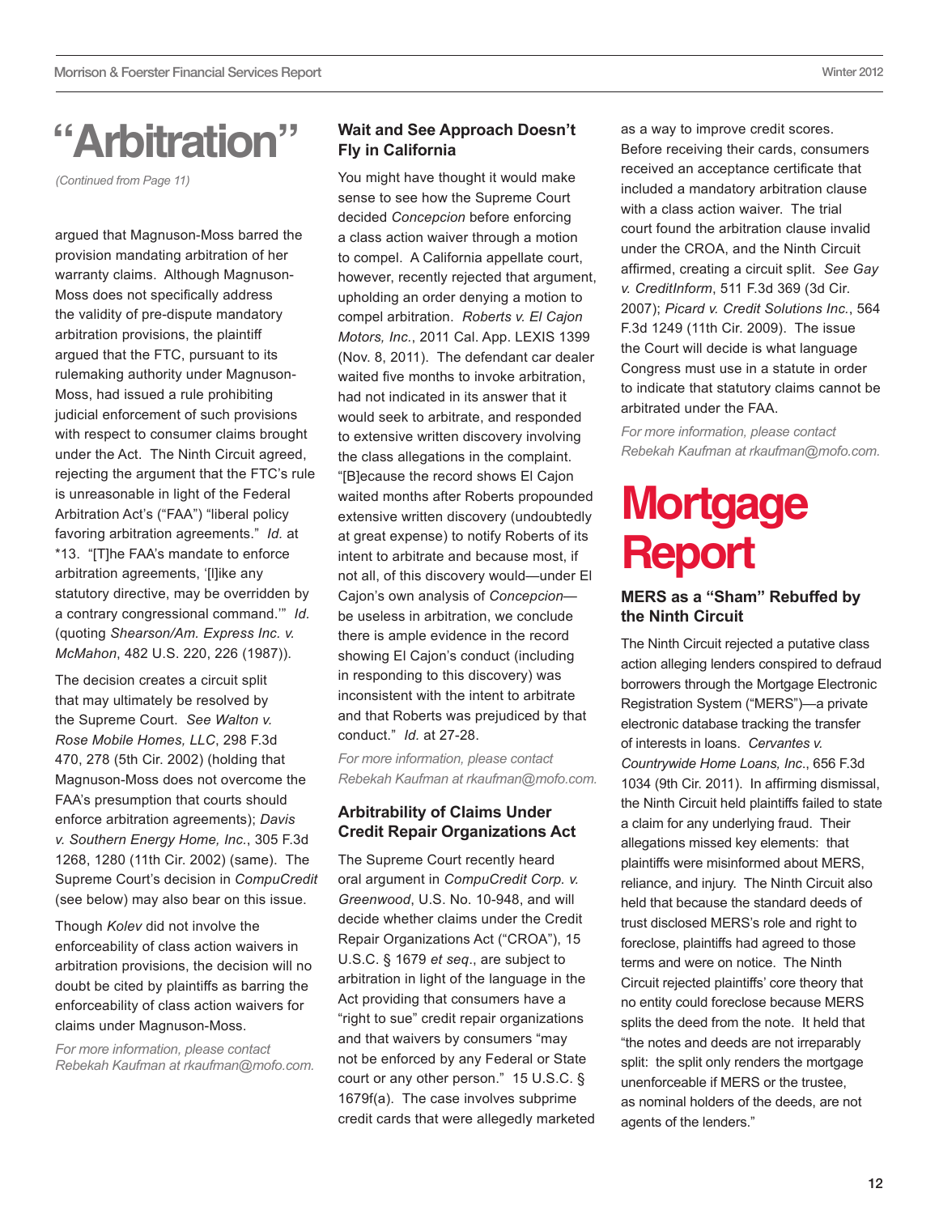# "Arbitration"

*(Continued from Page 11)*

argued that Magnuson-Moss barred the provision mandating arbitration of her warranty claims. Although Magnuson-Moss does not specifically address the validity of pre-dispute mandatory arbitration provisions, the plaintiff argued that the FTC, pursuant to its rulemaking authority under Magnuson-Moss, had issued a rule prohibiting judicial enforcement of such provisions with respect to consumer claims brought under the Act. The Ninth Circuit agreed, rejecting the argument that the FTC's rule is unreasonable in light of the Federal Arbitration Act's ("FAA") "liberal policy favoring arbitration agreements." *Id.* at *13. "[T]he FAA's mandate to enforce arbitration agreements, '[l]ike any statutory directive, may be overridden by a contrary congressional command.'" *Id.* (quoting *Shearson/Am. Express Inc. v. McMahon*, 482 U.S. 220, 226 (1987)).

The decision creates a circuit split that may ultimately be resolved by the Supreme Court. *See Walton v. Rose Mobile Homes, LLC*, 298 F.3d 470, 278 (5th Cir. 2002) (holding that Magnuson-Moss does not overcome the FAA's presumption that courts should enforce arbitration agreements); *Davis v. Southern Energy Home, Inc.*, 305 F.3d 1268, 1280 (11th Cir. 2002) (same). The Supreme Court's decision in *CompuCredit* (see below) may also bear on this issue.

Though *Kolev* did not involve the enforceability of class action waivers in arbitration provisions, the decision will no doubt be cited by plaintiffs as barring the enforceability of class action waivers for claims under Magnuson-Moss.

*For more information, please contact Rebekah Kaufman at rkaufman@mofo.com.*

### Wait and See Approach Doesn't Fly in California

You might have thought it would make sense to see how the Supreme Court decided *Concepcion* before enforcing a class action waiver through a motion to compel. A California appellate court, however, recently rejected that argument, upholding an order denying a motion to compel arbitration. *Roberts v. El Cajon Motors, Inc.*, 2011 Cal. App. LEXIS 1399 (Nov. 8, 2011). The defendant car dealer waited five months to invoke arbitration, had not indicated in its answer that it would seek to arbitrate, and responded to extensive written discovery involving the class allegations in the complaint. "[B]ecause the record shows El Cajon waited months after Roberts propounded extensive written discovery (undoubtedly at great expense) to notify Roberts of its intent to arbitrate and because most, if not all, of this discovery would—under El Cajon's own analysis of *Concepcion*—be useless in arbitration, we conclude there is ample evidence in the record showing El Cajon's conduct (including in responding to this discovery) was inconsistent with the intent to arbitrate and that Roberts was prejudiced by that conduct." *Id.* at 27-28.

*For more information, please contact Rebekah Kaufman at rkaufman@mofo.com.*

### Arbitrability of Claims Under Credit Repair Organizations Act

The Supreme Court recently heard oral argument in *CompuCredit Corp. v. Greenwood*, U.S. No. 10-948, and will decide whether claims under the Credit Repair Organizations Act ("CROA"), 15 U.S.C. § 1679 *et seq*., are subject to arbitration in light of the language in the Act providing that consumers have a "right to sue" credit repair organizations and that waivers by consumers "may not be enforced by any Federal or State court or any other person." 15 U.S.C. § 1679f(a). The case involves subprime credit cards that were allegedly marketed as a way to improve credit scores. Before receiving their cards, consumers received an acceptance certificate that included a mandatory arbitration clause with a class action waiver. The trial court found the arbitration clause invalid under the CROA, and the Ninth Circuit affirmed, creating a circuit split. *See Gay v. CreditInform*, 511 F.3d 369 (3d Cir. 2007); *Picard v. Credit Solutions Inc.*, 564 F.3d 1249 (11th Cir. 2009). The issue the Court will decide is what language Congress must use in a statute in order to indicate that statutory claims cannot be arbitrated under the FAA.

*For more information, please contact Rebekah Kaufman at rkaufman@mofo.com.*

# Mortgage Report

### MERS as a "Sham" Rebuffed by the Ninth Circuit

The Ninth Circuit rejected a putative class action alleging lenders conspired to defraud borrowers through the Mortgage Electronic Registration System ("MERS")—a private electronic database tracking the transfer of interests in loans. *Cervantes v. Countrywide Home Loans, Inc*., 656 F.3d 1034 (9th Cir. 2011). In affirming dismissal, the Ninth Circuit held plaintiffs failed to state a claim for any underlying fraud. Their allegations missed key elements: that plaintiffs were misinformed about MERS, reliance, and injury. The Ninth Circuit also held that because the standard deeds of trust disclosed MERS's role and right to foreclose, plaintiffs had agreed to those terms and were on notice. The Ninth Circuit rejected plaintiffs' core theory that no entity could foreclose because MERS splits the deed from the note. It held that "the notes and deeds are not irreparably split: the split only renders the mortgage unenforceable if MERS or the trustee, as nominal holders of the deeds, are not agents of the lenders."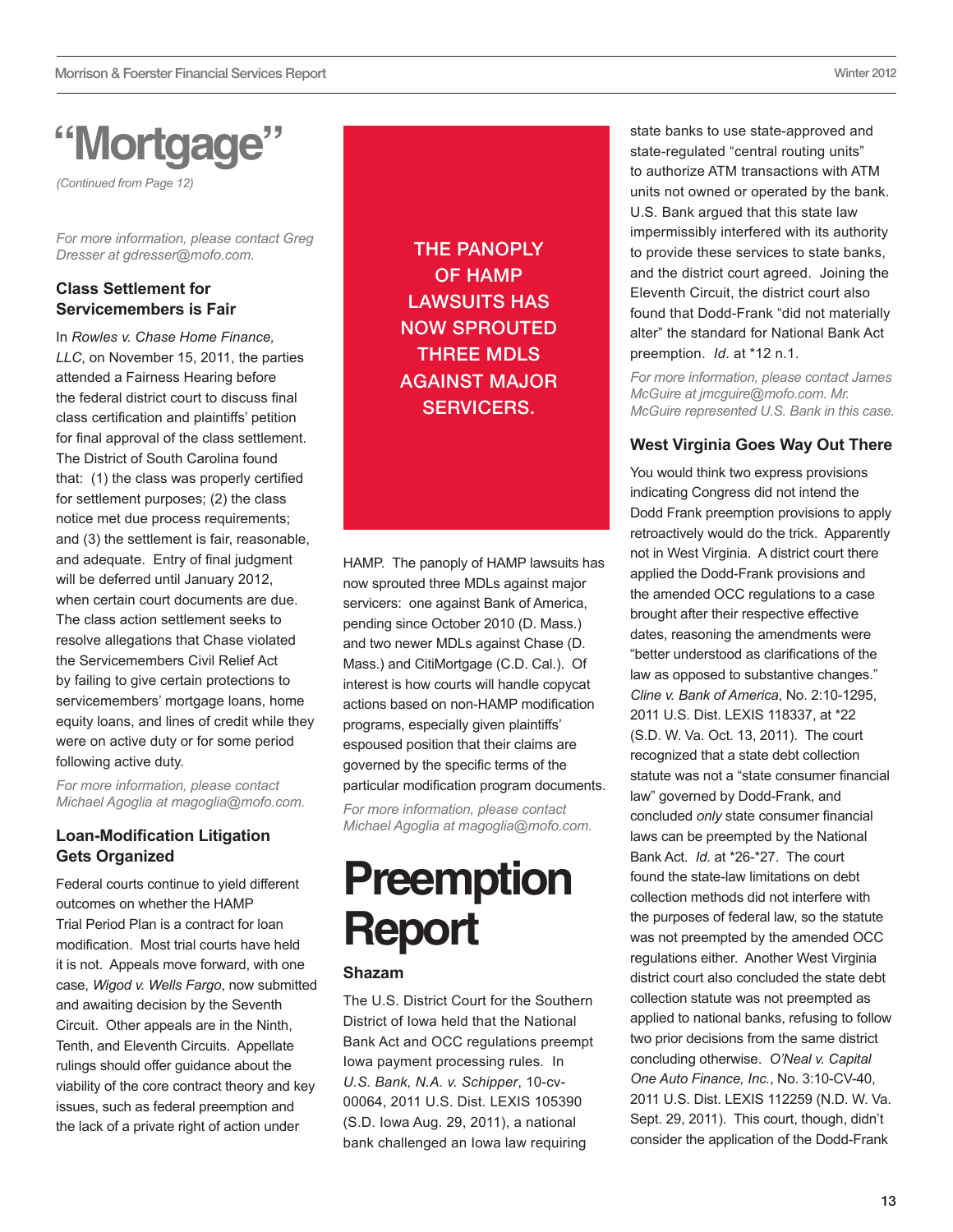# "Mortgage"

*(Continued from Page 12)*

*For more information, please contact Greg Dresser at gdresser@mofo.com.*

### Class Settlement for Servicemembers is Fair

In *Rowles v. Chase Home Finance, LLC*, on November 15, 2011, the parties attended a Fairness Hearing before the federal district court to discuss final class certification and plaintiffs' petition for final approval of the class settlement. The District of South Carolina found that: (1) the class was properly certified for settlement purposes; (2) the class notice met due process requirements; and (3) the settlement is fair, reasonable, and adequate. Entry of final judgment will be deferred until January 2012, when certain court documents are due. The class action settlement seeks to resolve allegations that Chase violated the Servicemembers Civil Relief Act by failing to give certain protections to servicemembers' mortgage loans, home equity loans, and lines of credit while they were on active duty or for some period following active duty.

*For more information, please contact Michael Agoglia at magoglia@mofo.com.*

### Loan-Modification Litigation Gets Organized

Federal courts continue to yield different outcomes on whether the HAMP Trial Period Plan is a contract for loan modification. Most trial courts have held it is not. Appeals move forward, with one case, *Wigod v. Wells Fargo*, now submitted and awaiting decision by the Seventh Circuit. Other appeals are in the Ninth, Tenth, and Eleventh Circuits. Appellate rulings should offer guidance about the viability of the core contract theory and key issues, such as federal preemption and the lack of a private right of action under HAMP. The panoply of HAMP lawsuits has now sprouted three MDLs against major servicers: one against Bank of America, pending since October 2010 (D. Mass.) and two newer MDLs against Chase (D. Mass.) and CitiMortgage (C.D. Cal.). Of interest is how courts will handle copycat actions based on non-HAMP modification programs, especially given plaintiffs' espoused position that their claims are governed by the specific terms of the particular modification program documents.

> THE PANOPLY OF HAMP LAWSUITS HAS NOW SPROUTED THREE MDLS AGAINST MAJOR SERVICERS.

*For more information, please contact Michael Agoglia at magoglia@mofo.com.*

# Preemption Report

### Shazam

The U.S. District Court for the Southern District of Iowa held that the National Bank Act and OCC regulations preempt Iowa payment processing rules. In *U.S. Bank, N.A. v. Schipper*, 10-cv-00064, 2011 U.S. Dist. LEXIS 105390 (S.D. Iowa Aug. 29, 2011), a national bank challenged an Iowa law requiring state banks to use state-approved and state-regulated "central routing units" to authorize ATM transactions with ATM units not owned or operated by the bank. U.S. Bank argued that this state law impermissibly interfered with its authority to provide these services to state banks, and the district court agreed. Joining the Eleventh Circuit, the district court also found that Dodd-Frank "did not materially alter" the standard for National Bank Act preemption. *Id*. at *12 n.1.

*For more information, please contact James McGuire at jmcguire@mofo.com. Mr. McGuire represented U.S. Bank in this case.*

### West Virginia Goes Way Out There

You would think two express provisions indicating Congress did not intend the Dodd Frank preemption provisions to apply retroactively would do the trick. Apparently not in West Virginia. A district court there applied the Dodd-Frank provisions and the amended OCC regulations to a case brought after their respective effective dates, reasoning the amendments were "better understood as clarifications of the law as opposed to substantive changes." *Cline v. Bank of America*, No. 2:10-1295, 2011 U.S. Dist. LEXIS 118337, at *22 (S.D. W. Va. Oct. 13, 2011). The court recognized that a state debt collection statute was not a "state consumer financial law" governed by Dodd-Frank, and concluded *only* state consumer financial laws can be preempted by the National Bank Act. *Id.* at *26-*27. The court found the state-law limitations on debt collection methods did not interfere with the purposes of federal law, so the statute was not preempted by the amended OCC regulations either. Another West Virginia district court also concluded the state debt collection statute was not preempted as applied to national banks, refusing to follow two prior decisions from the same district concluding otherwise. *O'Neal v. Capital One Auto Finance, Inc.*, No. 3:10-CV-40, 2011 U.S. Dist. LEXIS 112259 (N.D. W. Va. Sept. 29, 2011). This court, though, didn't consider the application of the Dodd-Frank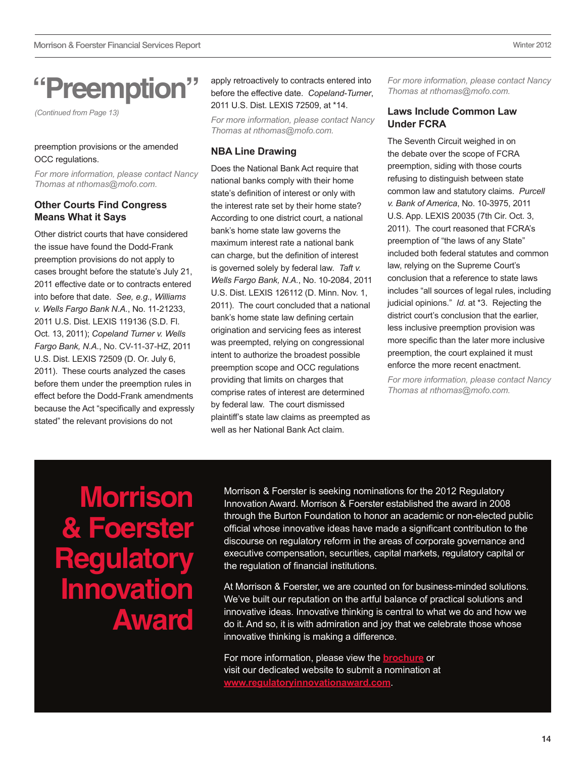# "Preemption"

*(Continued from Page 13)*

preemption provisions or the amended OCC regulations.

*For more information, please contact Nancy Thomas at nthomas@mofo.com.*

### Other Courts Find Congress Means What it Says

Other district courts that have considered the issue have found the Dodd-Frank preemption provisions do not apply to cases brought before the statute's July 21, 2011 effective date or to contracts entered into before that date. *See, e.g., Williams v. Wells Fargo Bank N.A.*, No. 11-21233, 2011 U.S. Dist. LEXIS 119136 (S.D. Fl. Oct. 13, 2011); *Copeland Turner v. Wells Fargo Bank, N.A.*, No. CV-11-37-HZ, 2011 U.S. Dist. LEXIS 72509 (D. Or. July 6, 2011). These courts analyzed the cases before them under the preemption rules in effect before the Dodd-Frank amendments because the Act "specifically and expressly stated" the relevant provisions do not apply retroactively to contracts entered into before the effective date. *Copeland-Turner*, 2011 U.S. Dist. LEXIS 72509, at *14.

*For more information, please contact Nancy Thomas at nthomas@mofo.com.*

### NBA Line Drawing

Does the National Bank Act require that national banks comply with their home state's definition of interest or only with the interest rate set by their home state? According to one district court, a national bank's home state law governs the maximum interest rate a national bank can charge, but the definition of interest is governed solely by federal law. *Taft v. Wells Fargo Bank, N.A.*, No. 10-2084, 2011 U.S. Dist. LEXIS 126112 (D. Minn. Nov. 1, 2011). The court concluded that a national bank's home state law defining certain origination and servicing fees as interest was preempted, relying on congressional intent to authorize the broadest possible preemption scope and OCC regulations providing that limits on charges that comprise rates of interest are determined by federal law. The court dismissed plaintiff's state law claims as preempted as well as her National Bank Act claim.

*For more information, please contact Nancy Thomas at nthomas@mofo.com.*

### Laws Include Common Law Under FCRA

The Seventh Circuit weighed in on the debate over the scope of FCRA preemption, siding with those courts refusing to distinguish between state common law and statutory claims. *Purcell v. Bank of America*, No. 10-3975, 2011 U.S. App. LEXIS 20035 (7th Cir. Oct. 3, 2011). The court reasoned that FCRA's preemption of "the laws of any State" included both federal statutes and common law, relying on the Supreme Court's conclusion that a reference to state laws includes "all sources of legal rules, including judicial opinions." *Id.* at *3. Rejecting the district court's conclusion that the earlier, less inclusive preemption provision was more specific than the later more inclusive preemption, the court explained it must enforce the more recent enactment.

*For more information, please contact Nancy Thomas at nthomas@mofo.com.*

## Morrison & Foerster Regulatory Innovation Award

Morrison & Foerster is seeking nominations for the 2012 Regulatory Innovation Award. Morrison & Foerster established the award in 2008 through the Burton Foundation to honor an academic or non-elected public official whose innovative ideas have made a significant contribution to the discourse on regulatory reform in the areas of corporate governance and executive compensation, securities, capital markets, regulatory capital or the regulation of financial institutions.

At Morrison & Foerster, we are counted on for business-minded solutions. We've built our reputation on the artful balance of practical solutions and innovative ideas. Innovative thinking is central to what we do and how we do it. And so, it is with admiration and joy that we celebrate those whose innovative thinking is making a difference.

For more information, please view the **brochure** or visit our dedicated website to submit a nomination at **www.regulatoryinnovationaward.com**.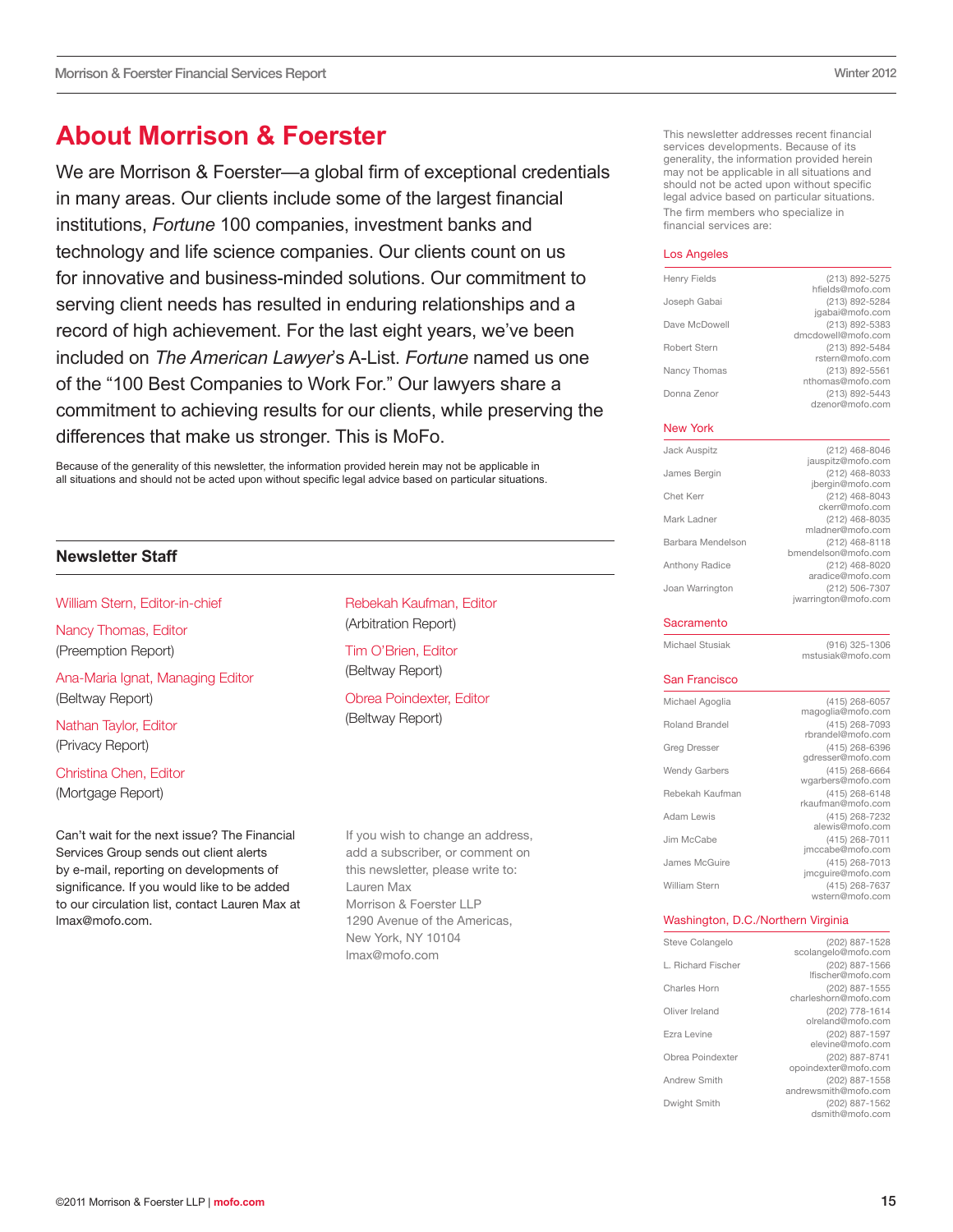## About Morrison & Foerster

We are Morrison & Foerster—a global firm of exceptional credentials in many areas. Our clients include some of the largest financial institutions, *Fortune* 100 companies, investment banks and technology and life science companies. Our clients count on us for innovative and business-minded solutions. Our commitment to serving client needs has resulted in enduring relationships and a record of high achievement. For the last eight years, we've been included on *The American Lawyer*'s A-List. *Fortune* named us one of the "100 Best Companies to Work For." Our lawyers share a commitment to achieving results for our clients, while preserving the differences that make us stronger. This is MoFo.

Because of the generality of this newsletter, the information provided herein may not be applicable in all situations and should not be acted upon without specific legal advice based on particular situations.

### Newsletter Staff

William Stern, Editor-in-chief

Nancy Thomas, Editor
(Preemption Report)

Ana-Maria Ignat, Managing Editor
(Beltway Report)

Nathan Taylor, Editor
(Privacy Report)

Christina Chen, Editor
(Mortgage Report)

Rebekah Kaufman, Editor
(Arbitration Report)

Tim O'Brien, Editor
(Beltway Report)

Obrea Poindexter, Editor
(Beltway Report)

Can't wait for the next issue? The Financial Services Group sends out client alerts by e-mail, reporting on developments of significance. If you would like to be added to our circulation list, contact Lauren Max at lmax@mofo.com.

If you wish to change an address, add a subscriber, or comment on this newsletter, please write to:
Lauren Max
Morrison & Foerster LLP
1290 Avenue of the Americas,
New York, NY 10104
lmax@mofo.com

This newsletter addresses recent financial services developments. Because of its generality, the information provided herein may not be applicable in all situations and should not be acted upon without specific legal advice based on particular situations.

The firm members who specialize in financial services are:

**Los Angeles**

| | |
|---|---|
| Henry Fields | (213) 892-5275 hfields@mofo.com |
| Joseph Gabai | (213) 892-5284 jgabai@mofo.com |
| Dave McDowell | (213) 892-5383 dmcdowell@mofo.com |
| Robert Stern | (213) 892-5484 rstern@mofo.com |
| Nancy Thomas | (213) 892-5561 nthomas@mofo.com |
| Donna Zenor | (213) 892-5443 dzenor@mofo.com |

**New York**

| | |
|---|---|
| Jack Auspitz | (212) 468-8046 jauspitz@mofo.com |
| James Bergin | (212) 468-8033 jbergin@mofo.com |
| Chet Kerr | (212) 468-8043 ckerr@mofo.com |
| Mark Ladner | (212) 468-8035 mladner@mofo.com |
| Barbara Mendelson | (212) 468-8118 bmendelson@mofo.com |
| Anthony Radice | (212) 468-8020 aradice@mofo.com |
| Joan Warrington | (212) 506-7307 jwarrington@mofo.com |

**Sacramento**

| | |
|---|---|
| Michael Stusiak | (916) 325-1306 mstusiak@mofo.com |

**San Francisco**

| | |
|---|---|
| Michael Agoglia | (415) 268-6057 magoglia@mofo.com |
| Roland Brandel | (415) 268-7093 rbrandel@mofo.com |
| Greg Dresser | (415) 268-6396 gdresser@mofo.com |
| Wendy Garbers | (415) 268-6664 wgarbers@mofo.com |
| Rebekah Kaufman | (415) 268-6148 rkaufman@mofo.com |
| Adam Lewis | (415) 268-7232 alewis@mofo.com |
| Jim McCabe | (415) 268-7011 jmccabe@mofo.com |
| James McGuire | (415) 268-7013 jmcguire@mofo.com |
| William Stern | (415) 268-7637 wstern@mofo.com |

**Washington, D.C./Northern Virginia**

| | |
|---|---|
| Steve Colangelo | (202) 887-1528 scolangelo@mofo.com |
| L. Richard Fischer | (202) 887-1566 lfischer@mofo.com |
| Charles Horn | (202) 887-1555 charleshorn@mofo.com |
| Oliver Ireland | (202) 778-1614 oireland@mofo.com |
| Ezra Levine | (202) 887-1597 elevine@mofo.com |
| Obrea Poindexter | (202) 887-8741 opoindexter@mofo.com |
| Andrew Smith | (202) 887-1558 andrewsmith@mofo.com |
| Dwight Smith | (202) 887-1562 dsmith@mofo.com |

©2011 Morrison & Foerster LLP | mofo.com